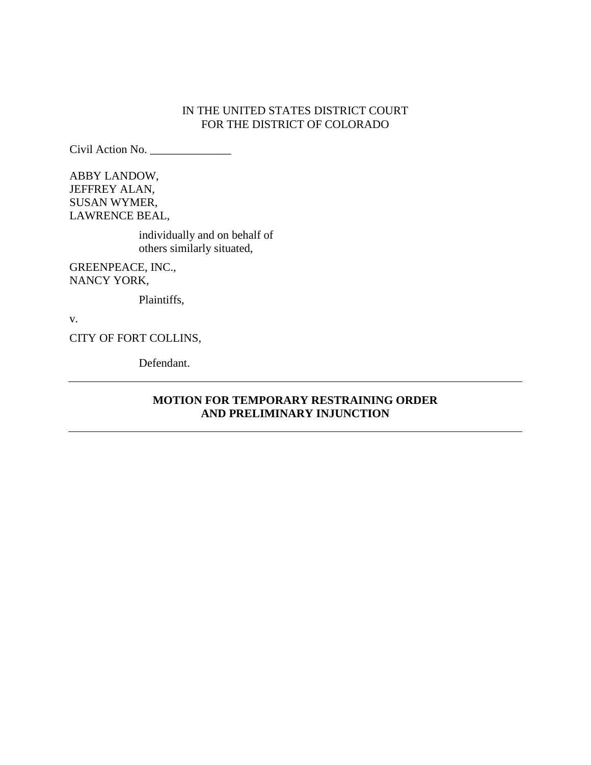IN THE UNITED STATES DISTRICT COURT
FOR THE DISTRICT OF COLORADO

Civil Action No. ______________

ABBY LANDOW,
JEFFREY ALAN,
SUSAN WYMER,
LAWRENCE BEAL,

individually and on behalf of
others similarly situated,

GREENPEACE, INC.,
NANCY YORK,

Plaintiffs,

v.

CITY OF FORT COLLINS,

Defendant.

---

**MOTION FOR TEMPORARY RESTRAINING ORDER
AND PRELIMINARY INJUNCTION**

---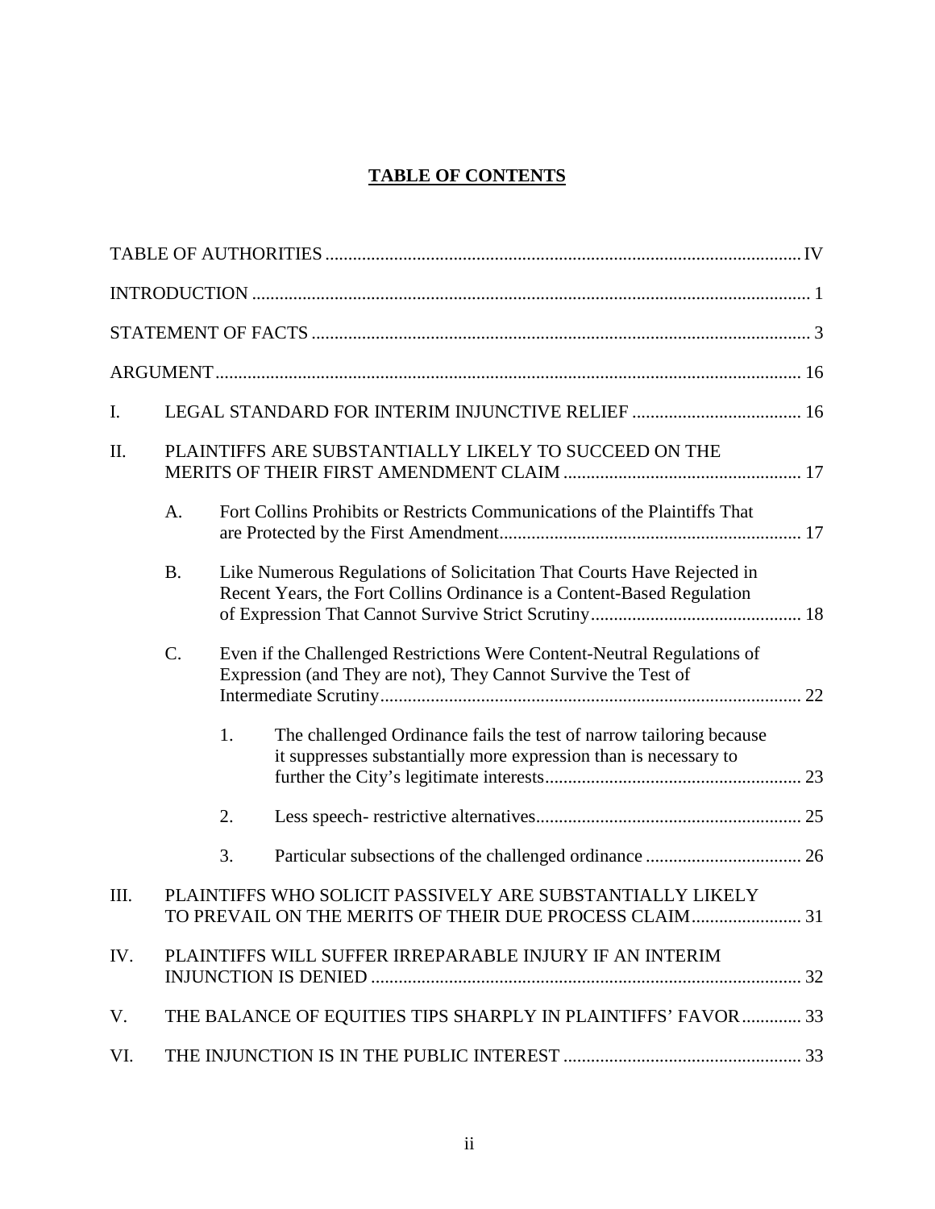## TABLE OF CONTENTS

TABLE OF AUTHORITIES ........................................................................................................ IV

INTRODUCTION ......................................................................................................................... 1

STATEMENT OF FACTS ............................................................................................................. 3

ARGUMENT ................................................................................................................................ 16

I. LEGAL STANDARD FOR INTERIM INJUNCTIVE RELIEF ..................................... 16

II. PLAINTIFFS ARE SUBSTANTIALLY LIKELY TO SUCCEED ON THE MERITS OF THEIR FIRST AMENDMENT CLAIM .................................................... 17

  A. Fort Collins Prohibits or Restricts Communications of the Plaintiffs That are Protected by the First Amendment.................................................................. 17

  B. Like Numerous Regulations of Solicitation That Courts Have Rejected in Recent Years, the Fort Collins Ordinance is a Content-Based Regulation of Expression That Cannot Survive Strict Scrutiny.............................................. 18

  C. Even if the Challenged Restrictions Were Content-Neutral Regulations of Expression (and They are not), They Cannot Survive the Test of Intermediate Scrutiny............................................................................................ 22

    1. The challenged Ordinance fails the test of narrow tailoring because it suppresses substantially more expression than is necessary to further the City's legitimate interests........................................................ 23

    2. Less speech- restrictive alternatives.......................................................... 25

    3. Particular subsections of the challenged ordinance .................................. 26

III. PLAINTIFFS WHO SOLICIT PASSIVELY ARE SUBSTANTIALLY LIKELY TO PREVAIL ON THE MERITS OF THEIR DUE PROCESS CLAIM........................ 31

IV. PLAINTIFFS WILL SUFFER IRREPARABLE INJURY IF AN INTERIM INJUNCTION IS DENIED .............................................................................................. 32

V. THE BALANCE OF EQUITIES TIPS SHARPLY IN PLAINTIFFS' FAVOR............. 33

VI. THE INJUNCTION IS IN THE PUBLIC INTEREST .................................................... 33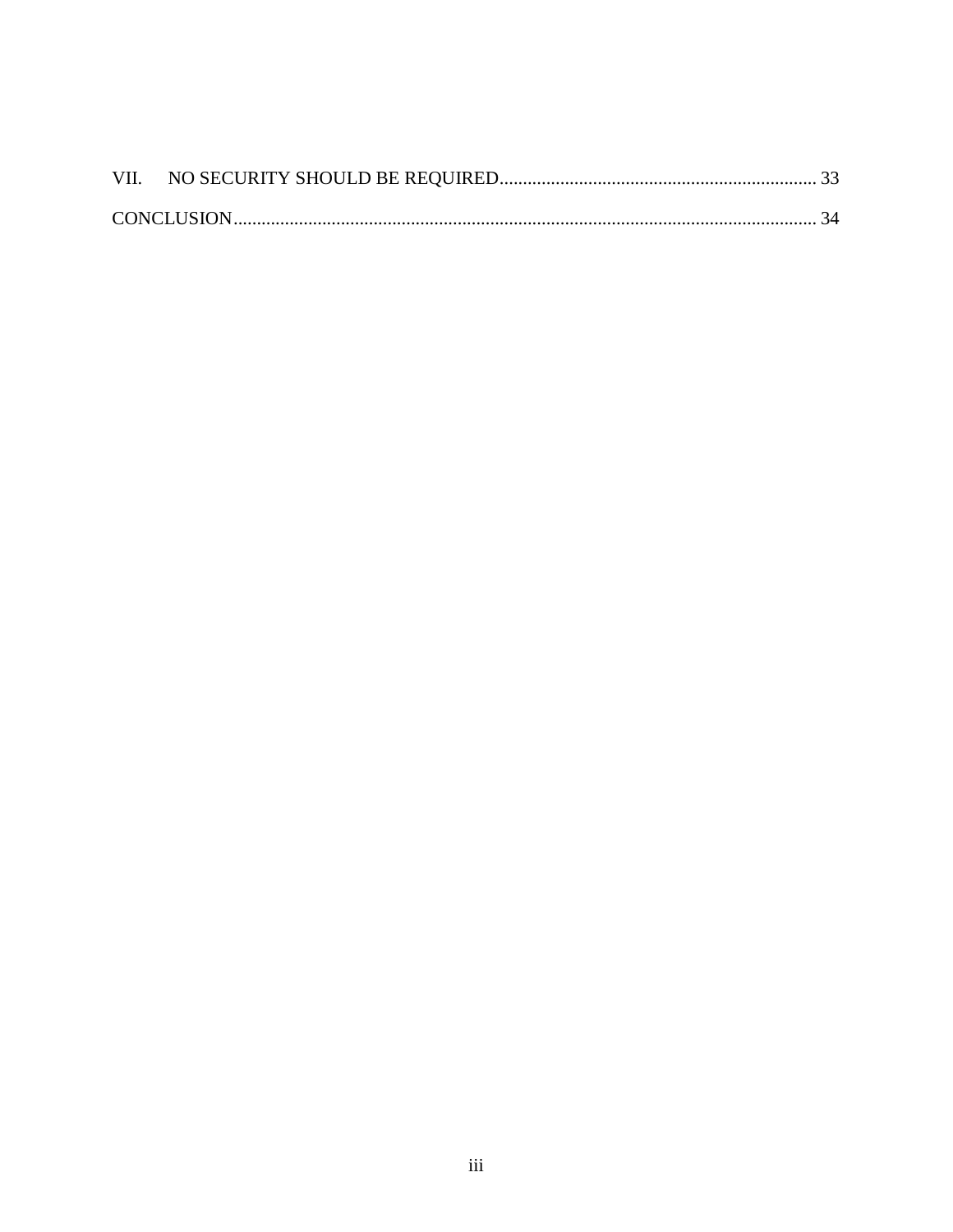VII. NO SECURITY SHOULD BE REQUIRED.................................................................... 33

CONCLUSION............................................................................................................................ 34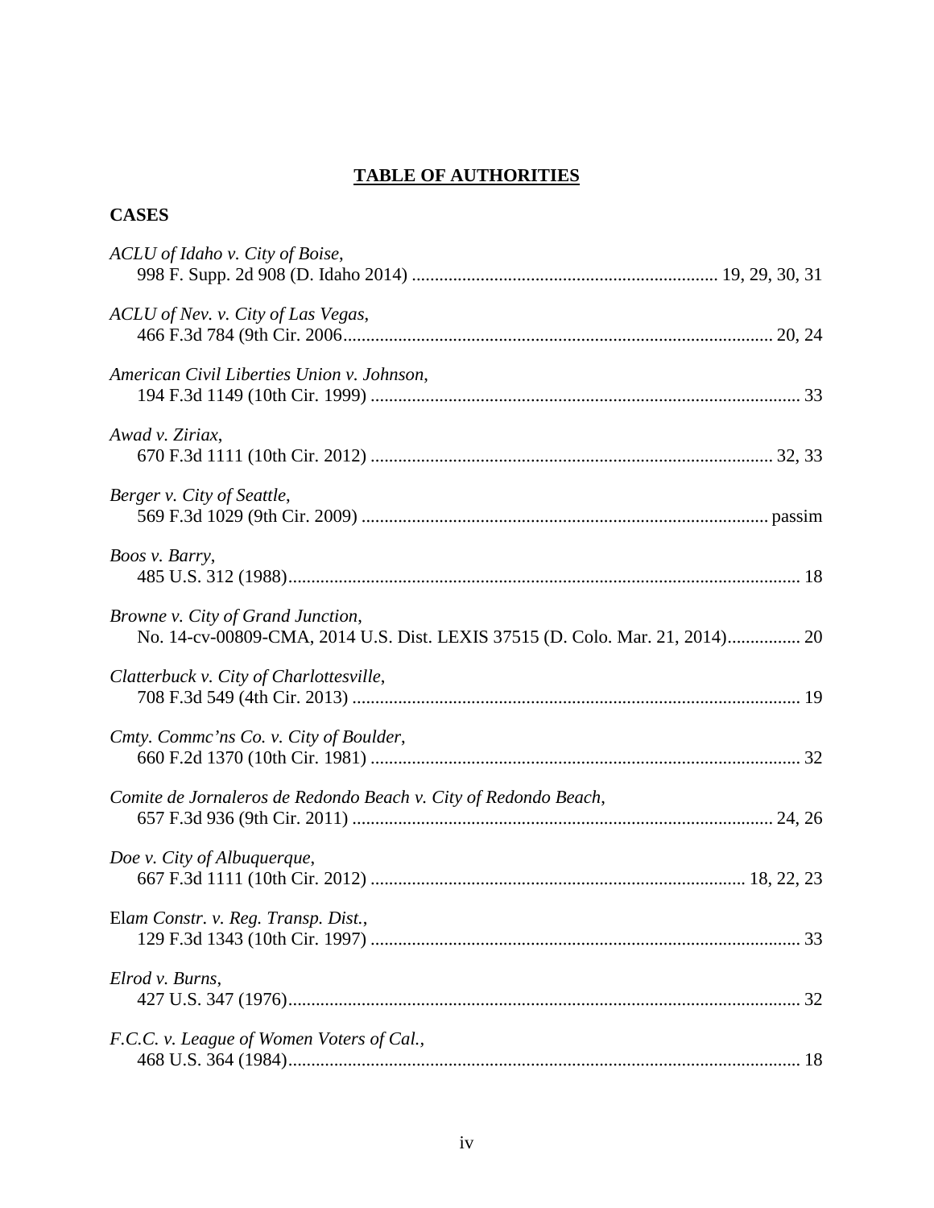# TABLE OF AUTHORITIES

## CASES

*ACLU of Idaho v. City of Boise*,
998 F. Supp. 2d 908 (D. Idaho 2014) .................................................................. 19, 29, 30, 31

*ACLU of Nev. v. City of Las Vegas*,
466 F.3d 784 (9th Cir. 2006............................................................................................. 20, 24

*American Civil Liberties Union v. Johnson*,
194 F.3d 1149 (10th Cir. 1999) ............................................................................................ 33

*Awad v. Ziriax*,
670 F.3d 1111 (10th Cir. 2012) ....................................................................................... 32, 33

*Berger v. City of Seattle*,
569 F.3d 1029 (9th Cir. 2009) ........................................................................................ passim

*Boos v. Barry*,
485 U.S. 312 (1988)............................................................................................................... 18

*Browne v. City of Grand Junction*,
No. 14-cv-00809-CMA, 2014 U.S. Dist. LEXIS 37515 (D. Colo. Mar. 21, 2014)................ 20

*Clatterbuck v. City of Charlottesville*,
708 F.3d 549 (4th Cir. 2013) ................................................................................................ 19

*Cmty. Commc'ns Co. v. City of Boulder*,
660 F.2d 1370 (10th Cir. 1981) ............................................................................................. 32

*Comite de Jornaleros de Redondo Beach v. City of Redondo Beach*,
657 F.3d 936 (9th Cir. 2011) ........................................................................................... 24, 26

*Doe v. City of Albuquerque*,
667 F.3d 1111 (10th Cir. 2012) ................................................................................. 18, 22, 23

El*am Constr. v. Reg. Transp. Dist.*,
129 F.3d 1343 (10th Cir. 1997) ............................................................................................. 33

*Elrod v. Burns*,
427 U.S. 347 (1976)................................................................................................................ 32

*F.C.C. v. League of Women Voters of Cal.*,
468 U.S. 364 (1984)............................................................................................................... 18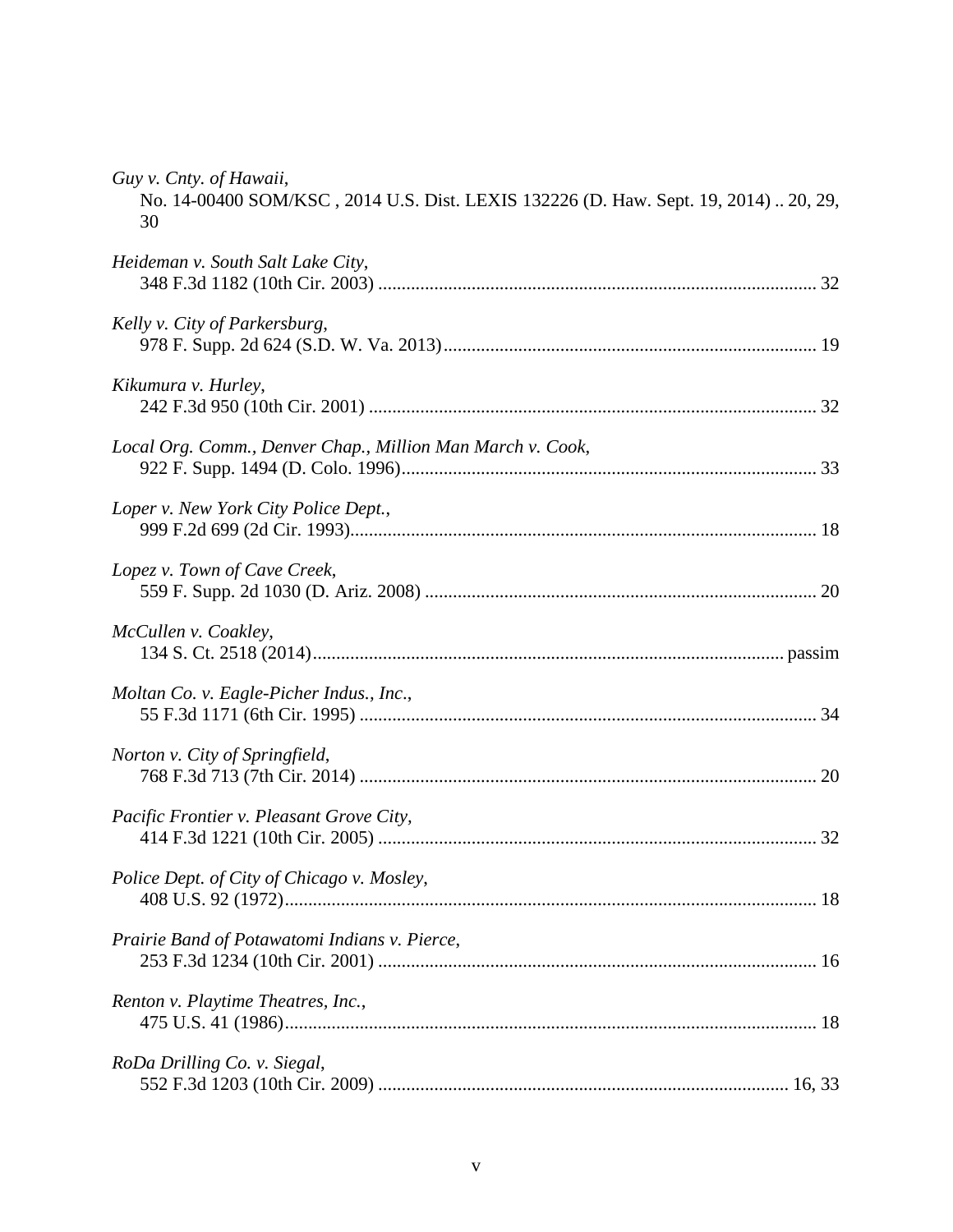*Guy v. Cnty. of Hawaii*,
No. 14-00400 SOM/KSC , 2014 U.S. Dist. LEXIS 132226 (D. Haw. Sept. 19, 2014) .. 20, 29, 30

*Heideman v. South Salt Lake City*,
348 F.3d 1182 (10th Cir. 2003) ............................................................................................ 32

*Kelly v. City of Parkersburg*,
978 F. Supp. 2d 624 (S.D. W. Va. 2013).............................................................................. 19

*Kikumura v. Hurley*,
242 F.3d 950 (10th Cir. 2001) .............................................................................................. 32

*Local Org. Comm., Denver Chap., Million Man March v. Cook*,
922 F. Supp. 1494 (D. Colo. 1996)........................................................................................ 33

*Loper v. New York City Police Dept.*,
999 F.2d 699 (2d Cir. 1993).................................................................................................. 18

*Lopez v. Town of Cave Creek*,
559 F. Supp. 2d 1030 (D. Ariz. 2008) ................................................................................... 20

*McCullen v. Coakley*,
134 S. Ct. 2518 (2014)................................................................................................... passim

*Moltan Co. v. Eagle-Picher Indus., Inc.*,
55 F.3d 1171 (6th Cir. 1995) ................................................................................................ 34

*Norton v. City of Springfield*,
768 F.3d 713 (7th Cir. 2014) ................................................................................................ 20

*Pacific Frontier v. Pleasant Grove City*,
414 F.3d 1221 (10th Cir. 2005) ............................................................................................ 32

*Police Dept. of City of Chicago v. Mosley*,
408 U.S. 92 (1972)................................................................................................................ 18

*Prairie Band of Potawatomi Indians v. Pierce*,
253 F.3d 1234 (10th Cir. 2001) ............................................................................................ 16

*Renton v. Playtime Theatres, Inc.*,
475 U.S. 41 (1986)................................................................................................................ 18

*RoDa Drilling Co. v. Siegal*,
552 F.3d 1203 (10th Cir. 2009) ...................................................................................... 16, 33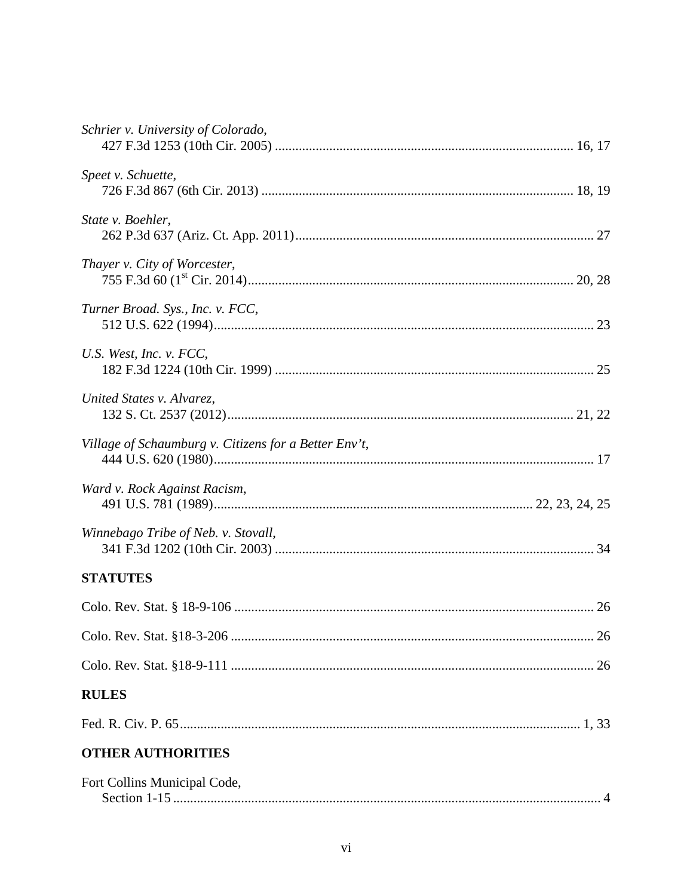*Schrier v. University of Colorado*,
427 F.3d 1253 (10th Cir. 2005) ........................................................................................ 16, 17

*Speet v. Schuette*,
726 F.3d 867 (6th Cir. 2013) ........................................................................................... 18, 19

*State v. Boehler*,
262 P.3d 637 (Ariz. Ct. App. 2011)........................................................................................ 27

*Thayer v. City of Worcester*,
755 F.3d 60 (1st Cir. 2014)................................................................................................ 20, 28

*Turner Broad. Sys., Inc. v. FCC*,
512 U.S. 622 (1994)................................................................................................................ 23

*U.S. West, Inc. v. FCC*,
182 F.3d 1224 (10th Cir. 1999) .............................................................................................. 25

*United States v. Alvarez*,
132 S. Ct. 2537 (2012)....................................................................................................... 21, 22

*Village of Schaumburg v. Citizens for a Better Env't*,
444 U.S. 620 (1980)................................................................................................................ 17

*Ward v. Rock Against Racism*,
491 U.S. 781 (1989).............................................................................................. 22, 23, 24, 25

*Winnebago Tribe of Neb. v. Stovall*,
341 F.3d 1202 (10th Cir. 2003) .............................................................................................. 34

**STATUTES**

Colo. Rev. Stat. § 18-9-106 .......................................................................................................... 26

Colo. Rev. Stat. §18-3-206 ........................................................................................................... 26

Colo. Rev. Stat. §18-9-111 ........................................................................................................... 26

**RULES**

Fed. R. Civ. P. 65....................................................................................................................... 1, 33

**OTHER AUTHORITIES**

Fort Collins Municipal Code,
Section 1-15 .............................................................................................................................. 4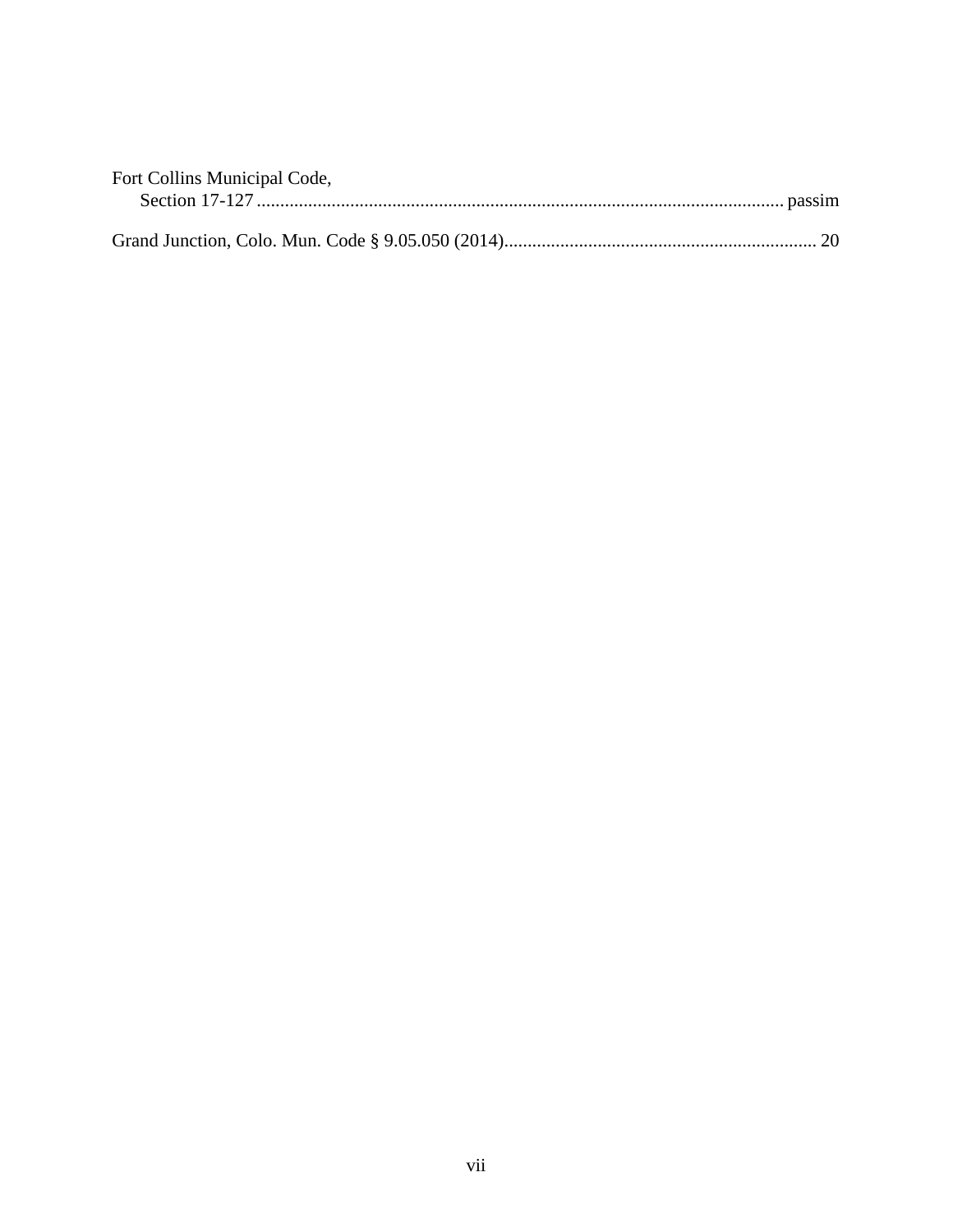Fort Collins Municipal Code,
    Section 17-127 ................................................................................................................ passim

Grand Junction, Colo. Mun. Code § 9.05.050 (2014)................................................................... 20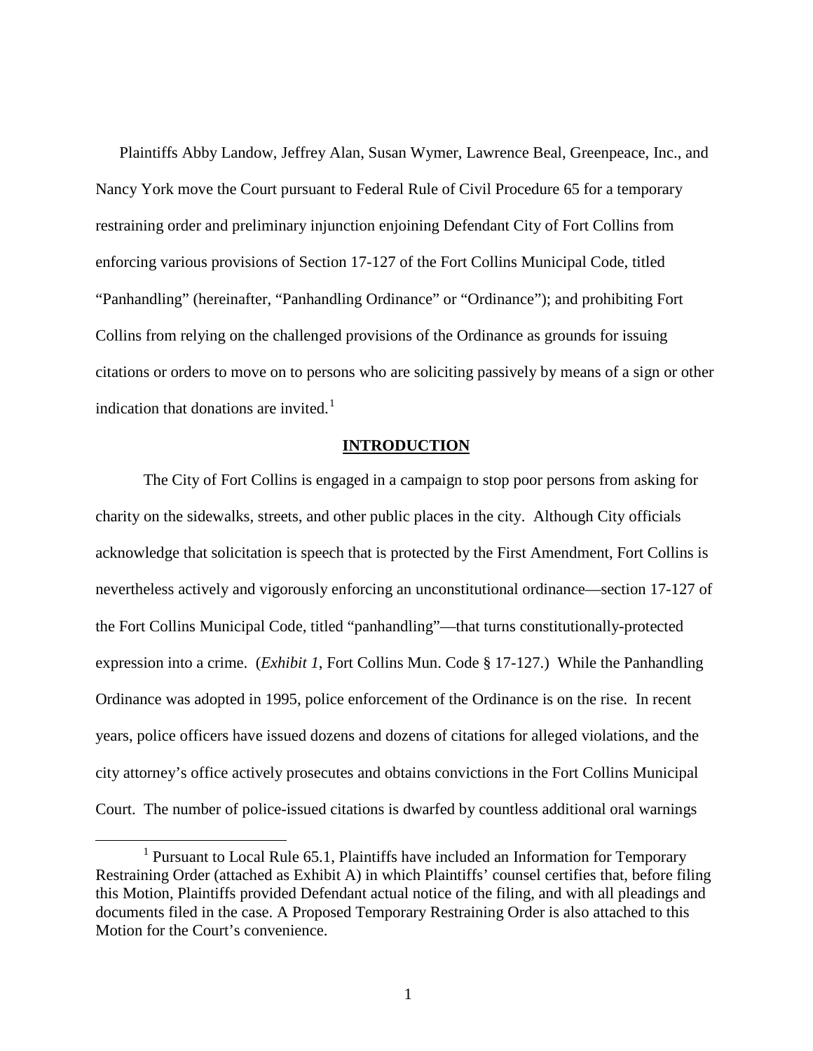Plaintiffs Abby Landow, Jeffrey Alan, Susan Wymer, Lawrence Beal, Greenpeace, Inc., and Nancy York move the Court pursuant to Federal Rule of Civil Procedure 65 for a temporary restraining order and preliminary injunction enjoining Defendant City of Fort Collins from enforcing various provisions of Section 17-127 of the Fort Collins Municipal Code, titled "Panhandling" (hereinafter, "Panhandling Ordinance" or "Ordinance"); and prohibiting Fort Collins from relying on the challenged provisions of the Ordinance as grounds for issuing citations or orders to move on to persons who are soliciting passively by means of a sign or other indication that donations are invited.[1]

## INTRODUCTION

The City of Fort Collins is engaged in a campaign to stop poor persons from asking for charity on the sidewalks, streets, and other public places in the city. Although City officials acknowledge that solicitation is speech that is protected by the First Amendment, Fort Collins is nevertheless actively and vigorously enforcing an unconstitutional ordinance—section 17-127 of the Fort Collins Municipal Code, titled "panhandling"—that turns constitutionally-protected expression into a crime. (*Exhibit 1*, Fort Collins Mun. Code § 17-127.) While the Panhandling Ordinance was adopted in 1995, police enforcement of the Ordinance is on the rise. In recent years, police officers have issued dozens and dozens of citations for alleged violations, and the city attorney's office actively prosecutes and obtains convictions in the Fort Collins Municipal Court. The number of police-issued citations is dwarfed by countless additional oral warnings

[1] Pursuant to Local Rule 65.1, Plaintiffs have included an Information for Temporary Restraining Order (attached as Exhibit A) in which Plaintiffs' counsel certifies that, before filing this Motion, Plaintiffs provided Defendant actual notice of the filing, and with all pleadings and documents filed in the case. A Proposed Temporary Restraining Order is also attached to this Motion for the Court's convenience.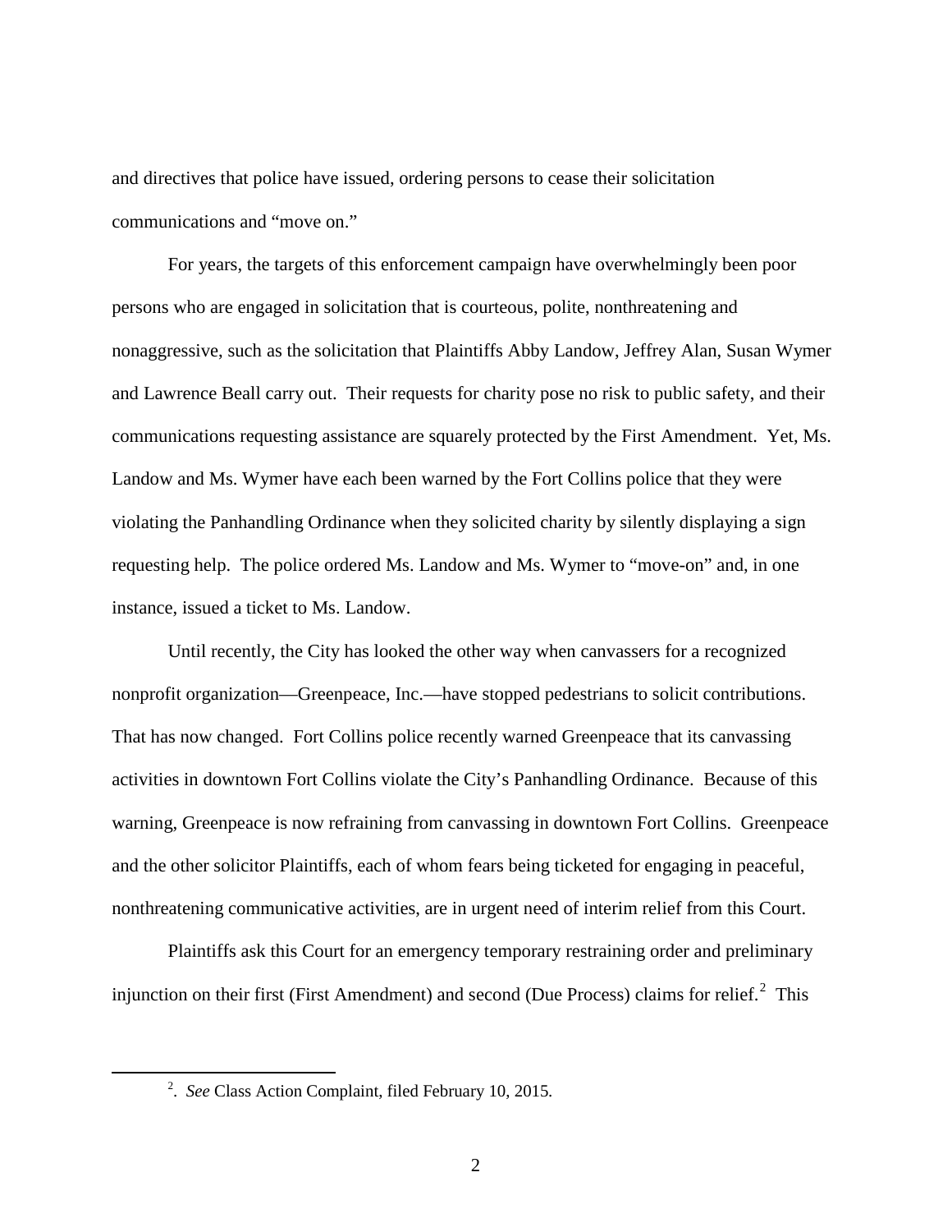and directives that police have issued, ordering persons to cease their solicitation communications and "move on."

For years, the targets of this enforcement campaign have overwhelmingly been poor persons who are engaged in solicitation that is courteous, polite, nonthreatening and nonaggressive, such as the solicitation that Plaintiffs Abby Landow, Jeffrey Alan, Susan Wymer and Lawrence Beall carry out. Their requests for charity pose no risk to public safety, and their communications requesting assistance are squarely protected by the First Amendment. Yet, Ms. Landow and Ms. Wymer have each been warned by the Fort Collins police that they were violating the Panhandling Ordinance when they solicited charity by silently displaying a sign requesting help. The police ordered Ms. Landow and Ms. Wymer to "move-on" and, in one instance, issued a ticket to Ms. Landow.

Until recently, the City has looked the other way when canvassers for a recognized nonprofit organization—Greenpeace, Inc.—have stopped pedestrians to solicit contributions. That has now changed. Fort Collins police recently warned Greenpeace that its canvassing activities in downtown Fort Collins violate the City's Panhandling Ordinance. Because of this warning, Greenpeace is now refraining from canvassing in downtown Fort Collins. Greenpeace and the other solicitor Plaintiffs, each of whom fears being ticketed for engaging in peaceful, nonthreatening communicative activities, are in urgent need of interim relief from this Court.

Plaintiffs ask this Court for an emergency temporary restraining order and preliminary injunction on their first (First Amendment) and second (Due Process) claims for relief.[2] This

---

[2]. *See* Class Action Complaint, filed February 10, 2015.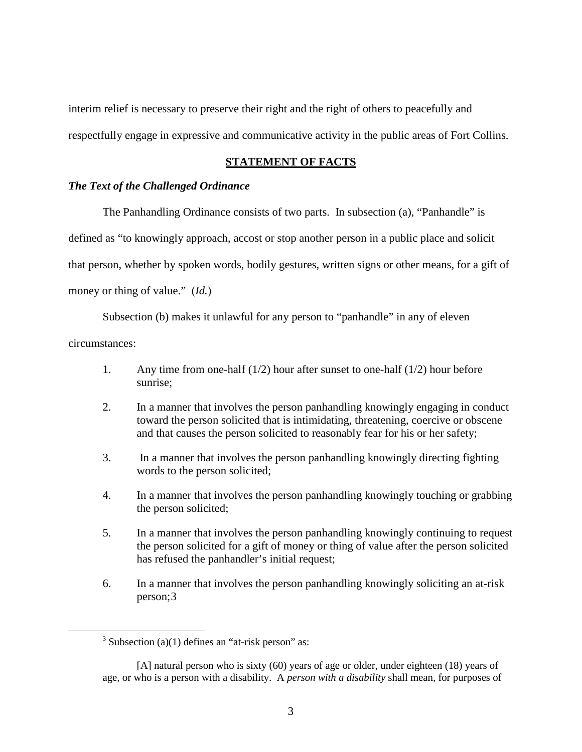interim relief is necessary to preserve their right and the right of others to peacefully and respectfully engage in expressive and communicative activity in the public areas of Fort Collins.

## STATEMENT OF FACTS

### *The Text of the Challenged Ordinance*

The Panhandling Ordinance consists of two parts. In subsection (a), "Panhandle" is defined as "to knowingly approach, accost or stop another person in a public place and solicit that person, whether by spoken words, bodily gestures, written signs or other means, for a gift of money or thing of value." (*Id.*)

Subsection (b) makes it unlawful for any person to "panhandle" in any of eleven circumstances:

1. Any time from one-half (1/2) hour after sunset to one-half (1/2) hour before sunrise;

2. In a manner that involves the person panhandling knowingly engaging in conduct toward the person solicited that is intimidating, threatening, coercive or obscene and that causes the person solicited to reasonably fear for his or her safety;

3. In a manner that involves the person panhandling knowingly directing fighting words to the person solicited;

4. In a manner that involves the person panhandling knowingly touching or grabbing the person solicited;

5. In a manner that involves the person panhandling knowingly continuing to request the person solicited for a gift of money or thing of value after the person solicited has refused the panhandler's initial request;

6. In a manner that involves the person panhandling knowingly soliciting an at-risk person;[3]

---

[3] Subsection (a)(1) defines an "at-risk person" as:

> [A] natural person who is sixty (60) years of age or older, under eighteen (18) years of age, or who is a person with a disability. A *person with a disability* shall mean, for purposes of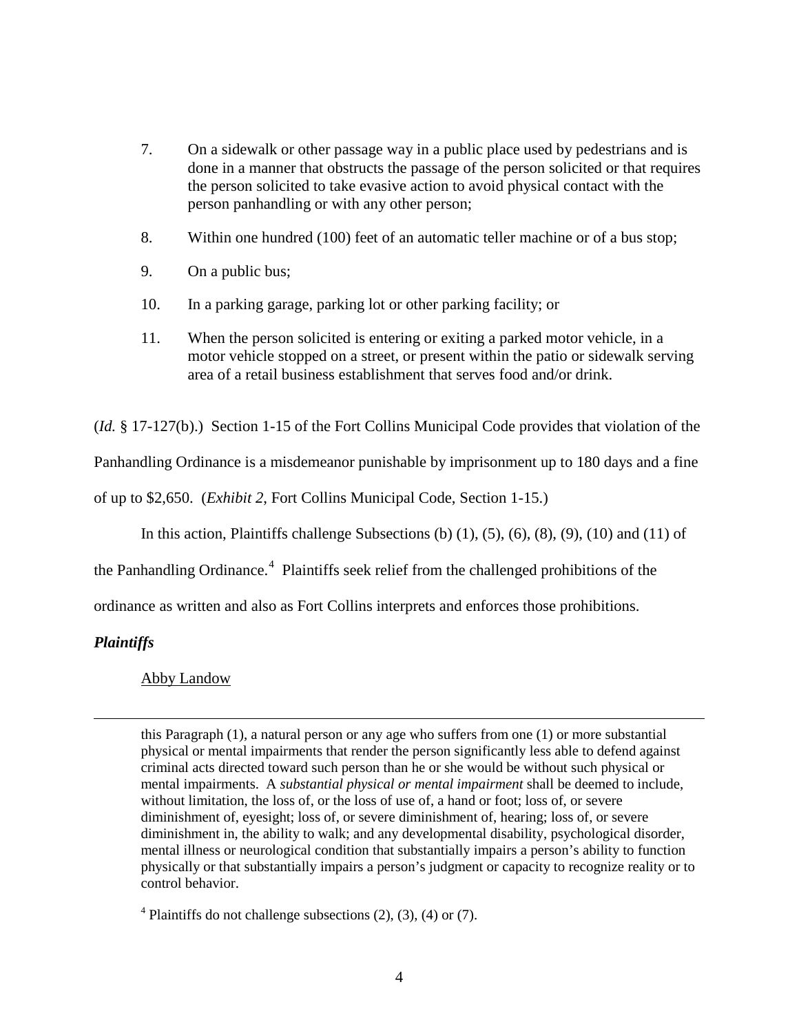7. On a sidewalk or other passage way in a public place used by pedestrians and is done in a manner that obstructs the passage of the person solicited or that requires the person solicited to take evasive action to avoid physical contact with the person panhandling or with any other person;

8. Within one hundred (100) feet of an automatic teller machine or of a bus stop;

9. On a public bus;

10. In a parking garage, parking lot or other parking facility; or

11. When the person solicited is entering or exiting a parked motor vehicle, in a motor vehicle stopped on a street, or present within the patio or sidewalk serving area of a retail business establishment that serves food and/or drink.

(*Id.* § 17-127(b).) Section 1-15 of the Fort Collins Municipal Code provides that violation of the Panhandling Ordinance is a misdemeanor punishable by imprisonment up to 180 days and a fine of up to $2,650. (*Exhibit 2*, Fort Collins Municipal Code, Section 1-15.)

In this action, Plaintiffs challenge Subsections (b) (1), (5), (6), (8), (9), (10) and (11) of the Panhandling Ordinance.[4] Plaintiffs seek relief from the challenged prohibitions of the ordinance as written and also as Fort Collins interprets and enforces those prohibitions.

***Plaintiffs***

Abby Landow

---

this Paragraph (1), a natural person or any age who suffers from one (1) or more substantial physical or mental impairments that render the person significantly less able to defend against criminal acts directed toward such person than he or she would be without such physical or mental impairments. A *substantial physical or mental impairment* shall be deemed to include, without limitation, the loss of, or the loss of use of, a hand or foot; loss of, or severe diminishment of, eyesight; loss of, or severe diminishment of, hearing; loss of, or severe diminishment in, the ability to walk; and any developmental disability, psychological disorder, mental illness or neurological condition that substantially impairs a person's ability to function physically or that substantially impairs a person's judgment or capacity to recognize reality or to control behavior.

[4] Plaintiffs do not challenge subsections (2), (3), (4) or (7).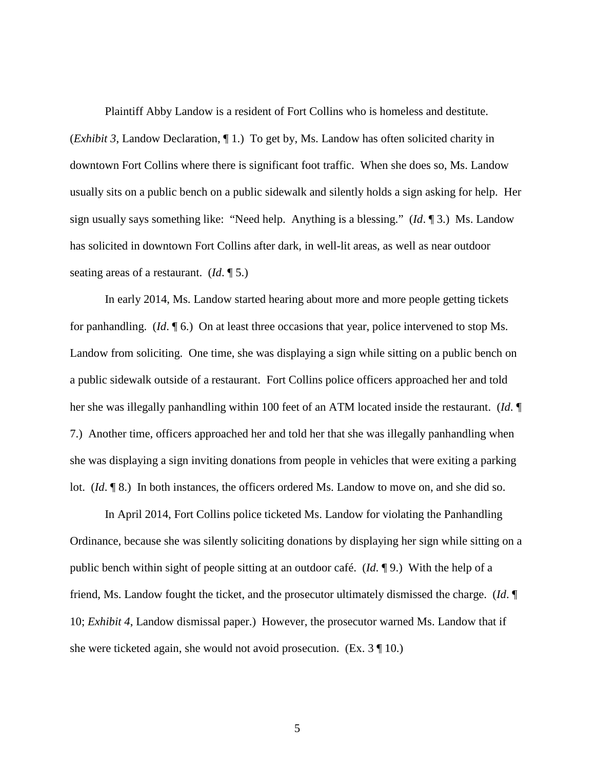Plaintiff Abby Landow is a resident of Fort Collins who is homeless and destitute. (*Exhibit 3*, Landow Declaration, ¶ 1.) To get by, Ms. Landow has often solicited charity in downtown Fort Collins where there is significant foot traffic. When she does so, Ms. Landow usually sits on a public bench on a public sidewalk and silently holds a sign asking for help. Her sign usually says something like: "Need help. Anything is a blessing." (*Id*. ¶ 3.) Ms. Landow has solicited in downtown Fort Collins after dark, in well-lit areas, as well as near outdoor seating areas of a restaurant. (*Id*. ¶ 5.)

In early 2014, Ms. Landow started hearing about more and more people getting tickets for panhandling. (*Id*. ¶ 6.) On at least three occasions that year, police intervened to stop Ms. Landow from soliciting. One time, she was displaying a sign while sitting on a public bench on a public sidewalk outside of a restaurant. Fort Collins police officers approached her and told her she was illegally panhandling within 100 feet of an ATM located inside the restaurant. (*Id*. ¶ 7.) Another time, officers approached her and told her that she was illegally panhandling when she was displaying a sign inviting donations from people in vehicles that were exiting a parking lot. (*Id*. ¶ 8.) In both instances, the officers ordered Ms. Landow to move on, and she did so.

In April 2014, Fort Collins police ticketed Ms. Landow for violating the Panhandling Ordinance, because she was silently soliciting donations by displaying her sign while sitting on a public bench within sight of people sitting at an outdoor café. (*Id*. ¶ 9.) With the help of a friend, Ms. Landow fought the ticket, and the prosecutor ultimately dismissed the charge. (*Id*. ¶ 10; *Exhibit 4*, Landow dismissal paper.) However, the prosecutor warned Ms. Landow that if she were ticketed again, she would not avoid prosecution. (Ex. 3 ¶ 10.)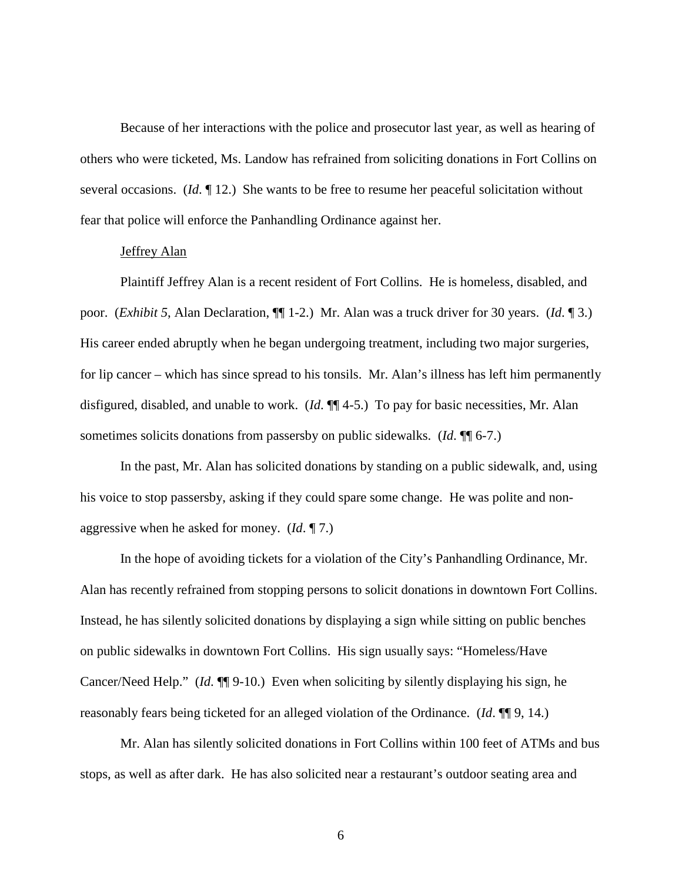Because of her interactions with the police and prosecutor last year, as well as hearing of others who were ticketed, Ms. Landow has refrained from soliciting donations in Fort Collins on several occasions. (*Id*. ¶ 12.) She wants to be free to resume her peaceful solicitation without fear that police will enforce the Panhandling Ordinance against her.

<u>Jeffrey Alan</u>

Plaintiff Jeffrey Alan is a recent resident of Fort Collins. He is homeless, disabled, and poor. (*Exhibit 5*, Alan Declaration, ¶¶ 1-2.) Mr. Alan was a truck driver for 30 years. (*Id*. ¶ 3.) His career ended abruptly when he began undergoing treatment, including two major surgeries, for lip cancer – which has since spread to his tonsils. Mr. Alan's illness has left him permanently disfigured, disabled, and unable to work. (*Id*. ¶¶ 4-5.) To pay for basic necessities, Mr. Alan sometimes solicits donations from passersby on public sidewalks. (*Id*. ¶¶ 6-7.)

In the past, Mr. Alan has solicited donations by standing on a public sidewalk, and, using his voice to stop passersby, asking if they could spare some change. He was polite and non-aggressive when he asked for money. (*Id*. ¶ 7.)

In the hope of avoiding tickets for a violation of the City's Panhandling Ordinance, Mr. Alan has recently refrained from stopping persons to solicit donations in downtown Fort Collins. Instead, he has silently solicited donations by displaying a sign while sitting on public benches on public sidewalks in downtown Fort Collins. His sign usually says: "Homeless/Have Cancer/Need Help." (*Id*. ¶¶ 9-10.) Even when soliciting by silently displaying his sign, he reasonably fears being ticketed for an alleged violation of the Ordinance. (*Id*. ¶¶ 9, 14.)

Mr. Alan has silently solicited donations in Fort Collins within 100 feet of ATMs and bus stops, as well as after dark. He has also solicited near a restaurant's outdoor seating area and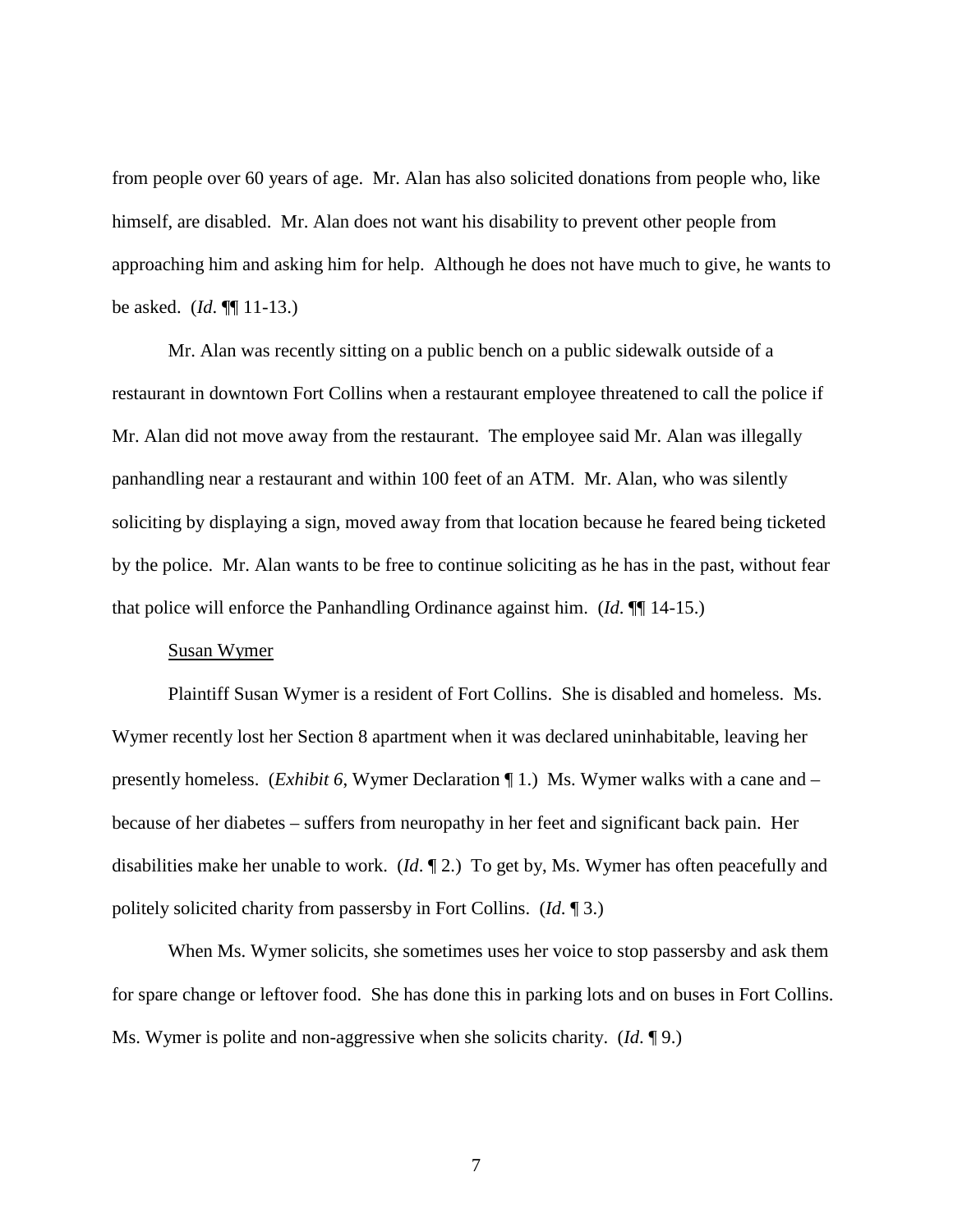from people over 60 years of age. Mr. Alan has also solicited donations from people who, like himself, are disabled. Mr. Alan does not want his disability to prevent other people from approaching him and asking him for help. Although he does not have much to give, he wants to be asked. (*Id*. ¶¶ 11-13.)

Mr. Alan was recently sitting on a public bench on a public sidewalk outside of a restaurant in downtown Fort Collins when a restaurant employee threatened to call the police if Mr. Alan did not move away from the restaurant. The employee said Mr. Alan was illegally panhandling near a restaurant and within 100 feet of an ATM. Mr. Alan, who was silently soliciting by displaying a sign, moved away from that location because he feared being ticketed by the police. Mr. Alan wants to be free to continue soliciting as he has in the past, without fear that police will enforce the Panhandling Ordinance against him. (*Id*. ¶¶ 14-15.)

<u>Susan Wymer</u>

Plaintiff Susan Wymer is a resident of Fort Collins. She is disabled and homeless. Ms. Wymer recently lost her Section 8 apartment when it was declared uninhabitable, leaving her presently homeless. (*Exhibit 6*, Wymer Declaration ¶ 1.) Ms. Wymer walks with a cane and – because of her diabetes – suffers from neuropathy in her feet and significant back pain. Her disabilities make her unable to work. (*Id*. ¶ 2.) To get by, Ms. Wymer has often peacefully and politely solicited charity from passersby in Fort Collins. (*Id*. ¶ 3.)

When Ms. Wymer solicits, she sometimes uses her voice to stop passersby and ask them for spare change or leftover food. She has done this in parking lots and on buses in Fort Collins. Ms. Wymer is polite and non-aggressive when she solicits charity. (*Id*. ¶ 9.)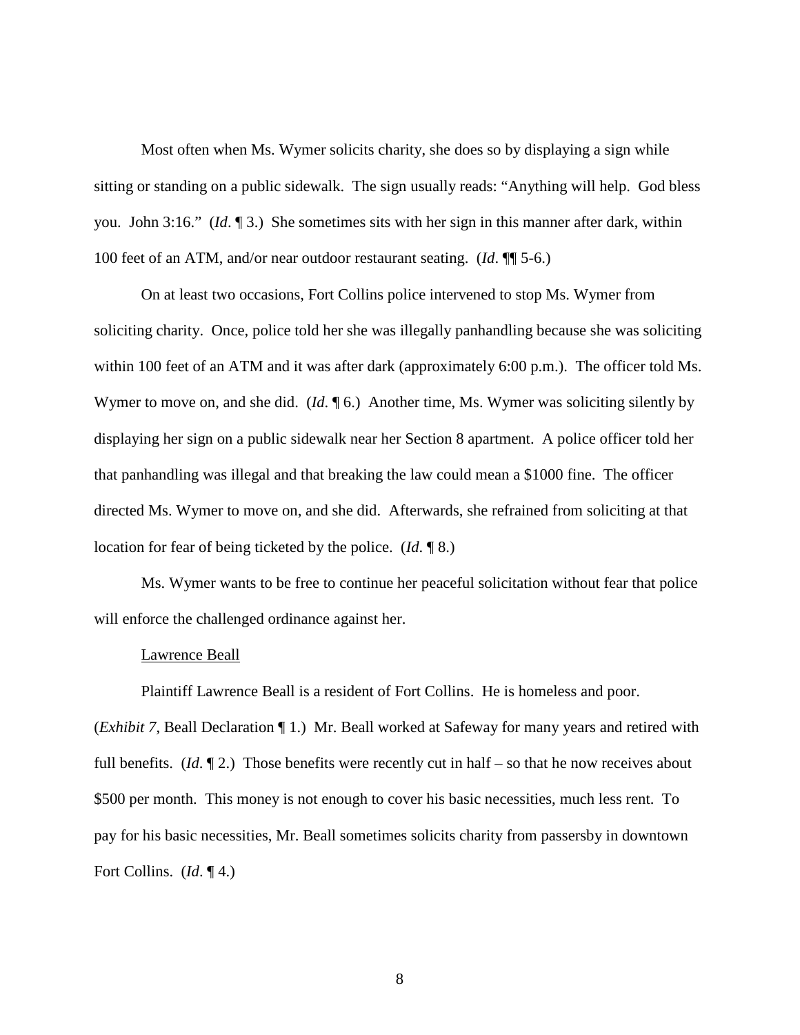Most often when Ms. Wymer solicits charity, she does so by displaying a sign while sitting or standing on a public sidewalk. The sign usually reads: "Anything will help. God bless you. John 3:16." (*Id*. ¶ 3.) She sometimes sits with her sign in this manner after dark, within 100 feet of an ATM, and/or near outdoor restaurant seating. (*Id*. ¶¶ 5-6.)

On at least two occasions, Fort Collins police intervened to stop Ms. Wymer from soliciting charity. Once, police told her she was illegally panhandling because she was soliciting within 100 feet of an ATM and it was after dark (approximately 6:00 p.m.). The officer told Ms. Wymer to move on, and she did. (*Id*. ¶ 6.) Another time, Ms. Wymer was soliciting silently by displaying her sign on a public sidewalk near her Section 8 apartment. A police officer told her that panhandling was illegal and that breaking the law could mean a $1000 fine. The officer directed Ms. Wymer to move on, and she did. Afterwards, she refrained from soliciting at that location for fear of being ticketed by the police. (*Id*. ¶ 8.)

Ms. Wymer wants to be free to continue her peaceful solicitation without fear that police will enforce the challenged ordinance against her.

<u>Lawrence Beall</u>

Plaintiff Lawrence Beall is a resident of Fort Collins. He is homeless and poor. (*Exhibit 7*, Beall Declaration ¶ 1.) Mr. Beall worked at Safeway for many years and retired with full benefits. (*Id*. ¶ 2.) Those benefits were recently cut in half – so that he now receives about $500 per month. This money is not enough to cover his basic necessities, much less rent. To pay for his basic necessities, Mr. Beall sometimes solicits charity from passersby in downtown Fort Collins. (*Id*. ¶ 4.)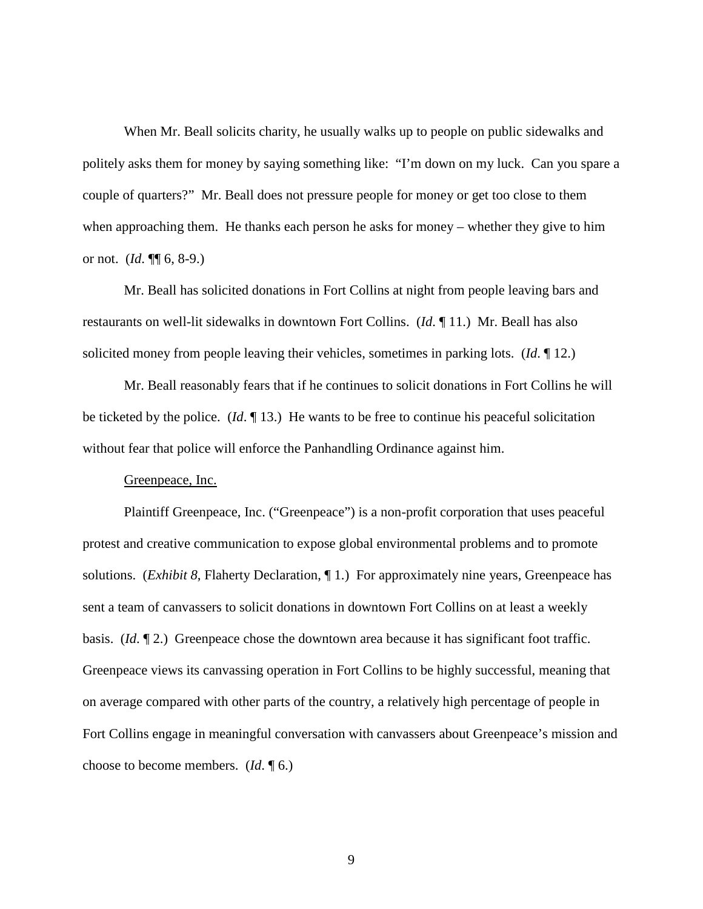When Mr. Beall solicits charity, he usually walks up to people on public sidewalks and politely asks them for money by saying something like: "I'm down on my luck. Can you spare a couple of quarters?" Mr. Beall does not pressure people for money or get too close to them when approaching them. He thanks each person he asks for money – whether they give to him or not. (*Id*. ¶¶ 6, 8-9.)

Mr. Beall has solicited donations in Fort Collins at night from people leaving bars and restaurants on well-lit sidewalks in downtown Fort Collins. (*Id*. ¶ 11.) Mr. Beall has also solicited money from people leaving their vehicles, sometimes in parking lots. (*Id*. ¶ 12.)

Mr. Beall reasonably fears that if he continues to solicit donations in Fort Collins he will be ticketed by the police. (*Id*. ¶ 13.) He wants to be free to continue his peaceful solicitation without fear that police will enforce the Panhandling Ordinance against him.

<u>Greenpeace, Inc.</u>

Plaintiff Greenpeace, Inc. ("Greenpeace") is a non-profit corporation that uses peaceful protest and creative communication to expose global environmental problems and to promote solutions. (*Exhibit 8*, Flaherty Declaration, ¶ 1.) For approximately nine years, Greenpeace has sent a team of canvassers to solicit donations in downtown Fort Collins on at least a weekly basis. (*Id*. ¶ 2.) Greenpeace chose the downtown area because it has significant foot traffic. Greenpeace views its canvassing operation in Fort Collins to be highly successful, meaning that on average compared with other parts of the country, a relatively high percentage of people in Fort Collins engage in meaningful conversation with canvassers about Greenpeace's mission and choose to become members. (*Id*. ¶ 6.)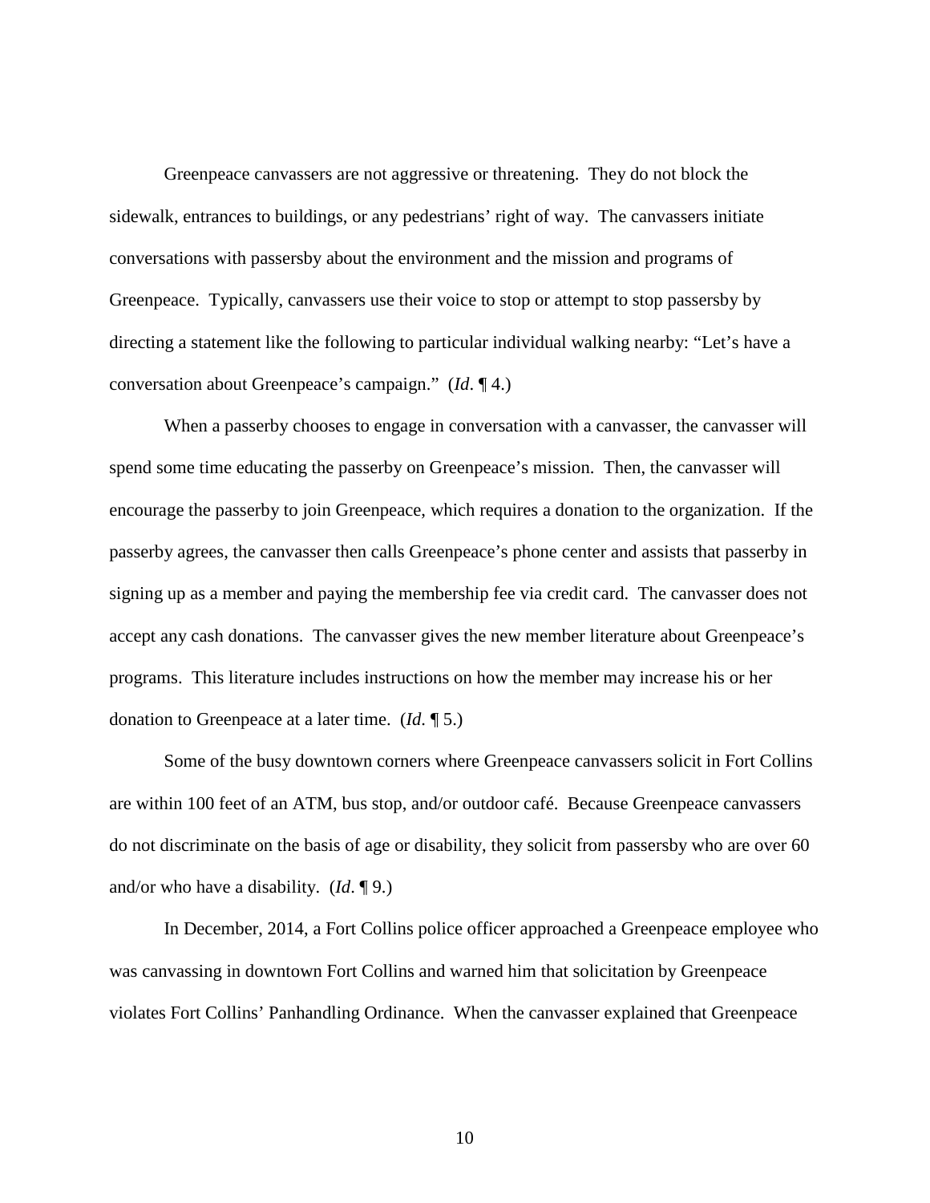Greenpeace canvassers are not aggressive or threatening. They do not block the sidewalk, entrances to buildings, or any pedestrians' right of way. The canvassers initiate conversations with passersby about the environment and the mission and programs of Greenpeace. Typically, canvassers use their voice to stop or attempt to stop passersby by directing a statement like the following to particular individual walking nearby: "Let's have a conversation about Greenpeace's campaign." (*Id*. ¶ 4.)

When a passerby chooses to engage in conversation with a canvasser, the canvasser will spend some time educating the passerby on Greenpeace's mission. Then, the canvasser will encourage the passerby to join Greenpeace, which requires a donation to the organization. If the passerby agrees, the canvasser then calls Greenpeace's phone center and assists that passerby in signing up as a member and paying the membership fee via credit card. The canvasser does not accept any cash donations. The canvasser gives the new member literature about Greenpeace's programs. This literature includes instructions on how the member may increase his or her donation to Greenpeace at a later time. (*Id*. ¶ 5.)

Some of the busy downtown corners where Greenpeace canvassers solicit in Fort Collins are within 100 feet of an ATM, bus stop, and/or outdoor café. Because Greenpeace canvassers do not discriminate on the basis of age or disability, they solicit from passersby who are over 60 and/or who have a disability. (*Id*. ¶ 9.)

In December, 2014, a Fort Collins police officer approached a Greenpeace employee who was canvassing in downtown Fort Collins and warned him that solicitation by Greenpeace violates Fort Collins' Panhandling Ordinance. When the canvasser explained that Greenpeace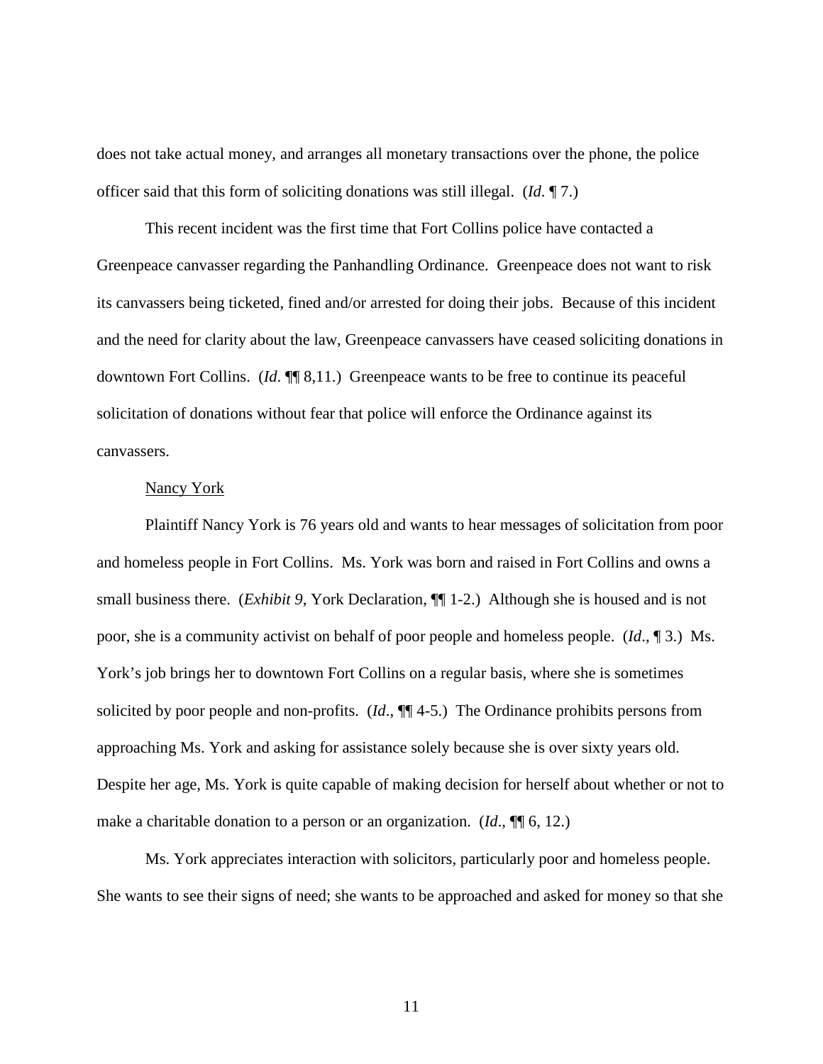does not take actual money, and arranges all monetary transactions over the phone, the police officer said that this form of soliciting donations was still illegal. (*Id*. ¶ 7.)

This recent incident was the first time that Fort Collins police have contacted a Greenpeace canvasser regarding the Panhandling Ordinance. Greenpeace does not want to risk its canvassers being ticketed, fined and/or arrested for doing their jobs. Because of this incident and the need for clarity about the law, Greenpeace canvassers have ceased soliciting donations in downtown Fort Collins. (*Id*. ¶¶ 8,11.) Greenpeace wants to be free to continue its peaceful solicitation of donations without fear that police will enforce the Ordinance against its canvassers.

<u>Nancy York</u>

Plaintiff Nancy York is 76 years old and wants to hear messages of solicitation from poor and homeless people in Fort Collins. Ms. York was born and raised in Fort Collins and owns a small business there. (*Exhibit 9*, York Declaration, ¶¶ 1-2.) Although she is housed and is not poor, she is a community activist on behalf of poor people and homeless people. (*Id*., ¶ 3.) Ms. York's job brings her to downtown Fort Collins on a regular basis, where she is sometimes solicited by poor people and non-profits. (*Id*., ¶¶ 4-5.) The Ordinance prohibits persons from approaching Ms. York and asking for assistance solely because she is over sixty years old. Despite her age, Ms. York is quite capable of making decision for herself about whether or not to make a charitable donation to a person or an organization. (*Id*., ¶¶ 6, 12.)

Ms. York appreciates interaction with solicitors, particularly poor and homeless people. She wants to see their signs of need; she wants to be approached and asked for money so that she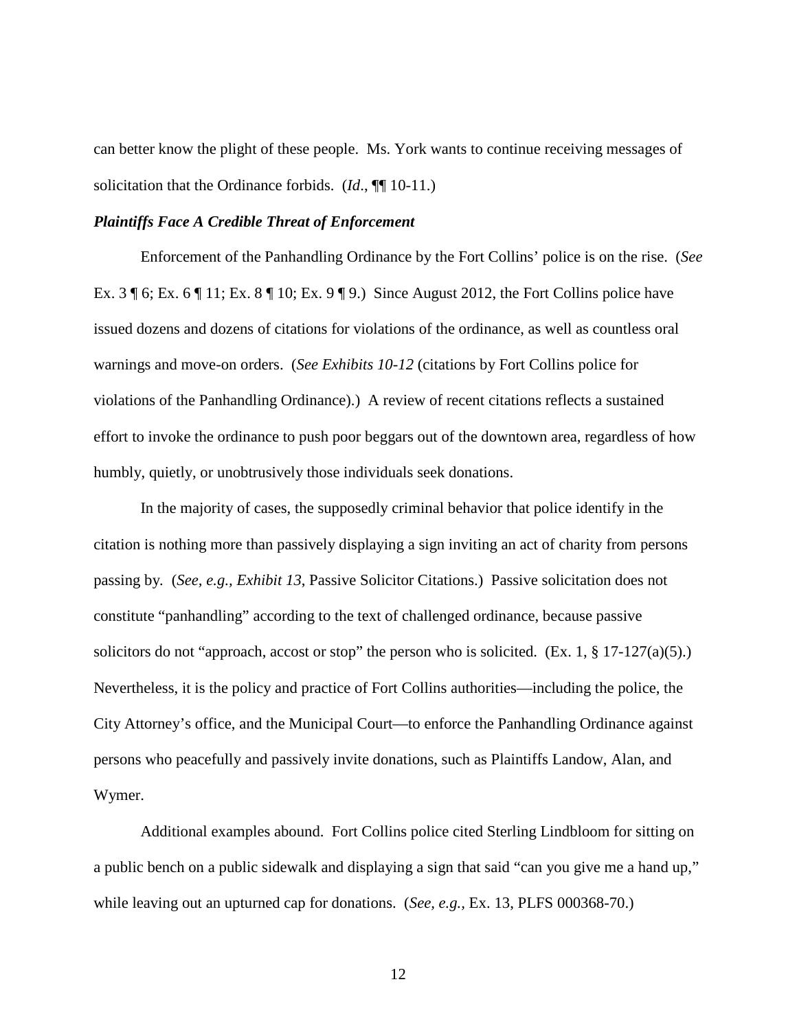can better know the plight of these people. Ms. York wants to continue receiving messages of solicitation that the Ordinance forbids. (*Id*., ¶¶ 10-11.)

***Plaintiffs Face A Credible Threat of Enforcement***

Enforcement of the Panhandling Ordinance by the Fort Collins' police is on the rise. (*See* Ex. 3 ¶ 6; Ex. 6 ¶ 11; Ex. 8 ¶ 10; Ex. 9 ¶ 9.) Since August 2012, the Fort Collins police have issued dozens and dozens of citations for violations of the ordinance, as well as countless oral warnings and move-on orders. (*See Exhibits 10-12* (citations by Fort Collins police for violations of the Panhandling Ordinance).) A review of recent citations reflects a sustained effort to invoke the ordinance to push poor beggars out of the downtown area, regardless of how humbly, quietly, or unobtrusively those individuals seek donations.

In the majority of cases, the supposedly criminal behavior that police identify in the citation is nothing more than passively displaying a sign inviting an act of charity from persons passing by. (*See, e.g., Exhibit 13*, Passive Solicitor Citations.) Passive solicitation does not constitute "panhandling" according to the text of challenged ordinance, because passive solicitors do not "approach, accost or stop" the person who is solicited. (Ex. 1, § 17-127(a)(5).) Nevertheless, it is the policy and practice of Fort Collins authorities—including the police, the City Attorney's office, and the Municipal Court—to enforce the Panhandling Ordinance against persons who peacefully and passively invite donations, such as Plaintiffs Landow, Alan, and Wymer.

Additional examples abound. Fort Collins police cited Sterling Lindbloom for sitting on a public bench on a public sidewalk and displaying a sign that said "can you give me a hand up," while leaving out an upturned cap for donations. (*See, e.g.,* Ex. 13, PLFS 000368-70.)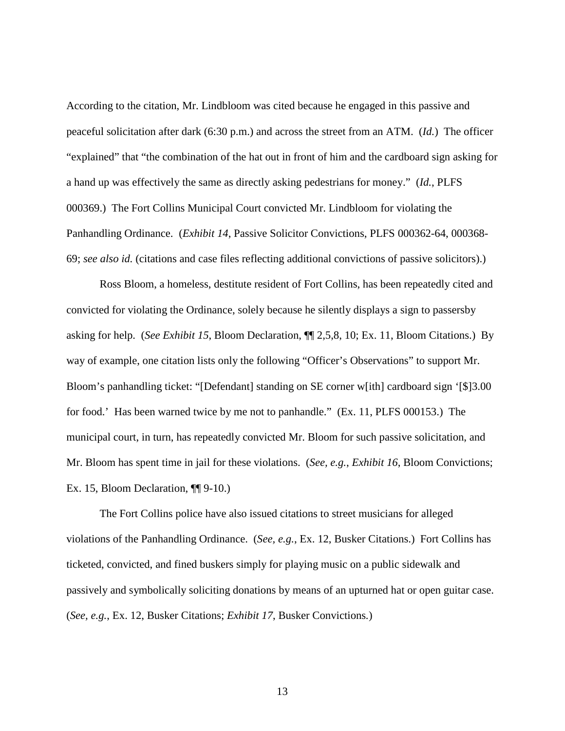According to the citation, Mr. Lindbloom was cited because he engaged in this passive and peaceful solicitation after dark (6:30 p.m.) and across the street from an ATM. (*Id.*) The officer "explained" that "the combination of the hat out in front of him and the cardboard sign asking for a hand up was effectively the same as directly asking pedestrians for money." (*Id.*, PLFS 000369.) The Fort Collins Municipal Court convicted Mr. Lindbloom for violating the Panhandling Ordinance. (*Exhibit 14*, Passive Solicitor Convictions, PLFS 000362-64, 000368-69; *see also id.* (citations and case files reflecting additional convictions of passive solicitors).)

Ross Bloom, a homeless, destitute resident of Fort Collins, has been repeatedly cited and convicted for violating the Ordinance, solely because he silently displays a sign to passersby asking for help. (*See Exhibit 15*, Bloom Declaration, ¶¶ 2,5,8, 10; Ex. 11, Bloom Citations.) By way of example, one citation lists only the following "Officer's Observations" to support Mr. Bloom's panhandling ticket: "[Defendant] standing on SE corner w[ith] cardboard sign '[$]3.00 for food.' Has been warned twice by me not to panhandle." (Ex. 11, PLFS 000153.) The municipal court, in turn, has repeatedly convicted Mr. Bloom for such passive solicitation, and Mr. Bloom has spent time in jail for these violations. (*See, e.g.*, *Exhibit 16*, Bloom Convictions; Ex. 15, Bloom Declaration, ¶¶ 9-10.)

The Fort Collins police have also issued citations to street musicians for alleged violations of the Panhandling Ordinance. (*See, e.g.*, Ex. 12, Busker Citations.) Fort Collins has ticketed, convicted, and fined buskers simply for playing music on a public sidewalk and passively and symbolically soliciting donations by means of an upturned hat or open guitar case. (*See, e.g.*, Ex. 12, Busker Citations; *Exhibit 17*, Busker Convictions.)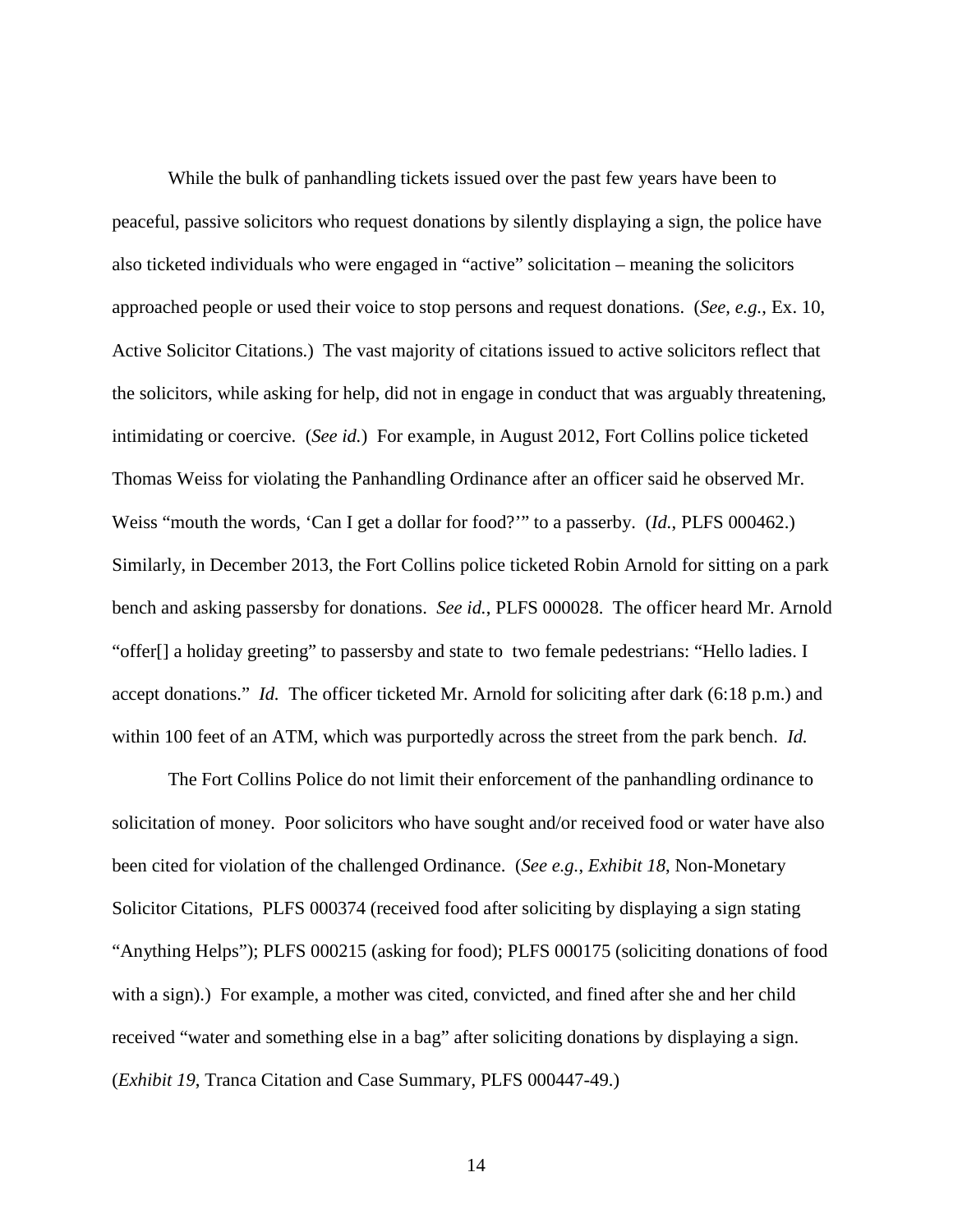While the bulk of panhandling tickets issued over the past few years have been to peaceful, passive solicitors who request donations by silently displaying a sign, the police have also ticketed individuals who were engaged in "active" solicitation – meaning the solicitors approached people or used their voice to stop persons and request donations. (*See, e.g.*, Ex. 10, Active Solicitor Citations.) The vast majority of citations issued to active solicitors reflect that the solicitors, while asking for help, did not in engage in conduct that was arguably threatening, intimidating or coercive. (*See id.*) For example, in August 2012, Fort Collins police ticketed Thomas Weiss for violating the Panhandling Ordinance after an officer said he observed Mr. Weiss "mouth the words, 'Can I get a dollar for food?'" to a passerby. (*Id.*, PLFS 000462.) Similarly, in December 2013, the Fort Collins police ticketed Robin Arnold for sitting on a park bench and asking passersby for donations. *See id.*, PLFS 000028. The officer heard Mr. Arnold "offer[] a holiday greeting" to passersby and state to two female pedestrians: "Hello ladies. I accept donations." *Id.* The officer ticketed Mr. Arnold for soliciting after dark (6:18 p.m.) and within 100 feet of an ATM, which was purportedly across the street from the park bench. *Id.*

The Fort Collins Police do not limit their enforcement of the panhandling ordinance to solicitation of money. Poor solicitors who have sought and/or received food or water have also been cited for violation of the challenged Ordinance. (*See e.g.*, *Exhibit 18*, Non-Monetary Solicitor Citations, PLFS 000374 (received food after soliciting by displaying a sign stating "Anything Helps"); PLFS 000215 (asking for food); PLFS 000175 (soliciting donations of food with a sign).) For example, a mother was cited, convicted, and fined after she and her child received "water and something else in a bag" after soliciting donations by displaying a sign. (*Exhibit 19*, Tranca Citation and Case Summary, PLFS 000447-49.)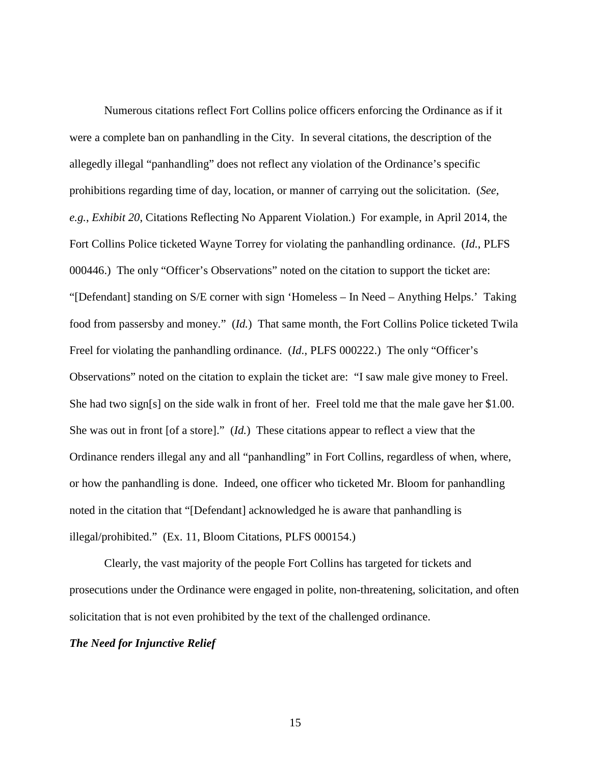Numerous citations reflect Fort Collins police officers enforcing the Ordinance as if it were a complete ban on panhandling in the City. In several citations, the description of the allegedly illegal "panhandling" does not reflect any violation of the Ordinance's specific prohibitions regarding time of day, location, or manner of carrying out the solicitation. (*See, e.g.*, *Exhibit 20*, Citations Reflecting No Apparent Violation.) For example, in April 2014, the Fort Collins Police ticketed Wayne Torrey for violating the panhandling ordinance. (*Id.*, PLFS 000446.) The only "Officer's Observations" noted on the citation to support the ticket are: "[Defendant] standing on S/E corner with sign 'Homeless – In Need – Anything Helps.' Taking food from passersby and money." (*Id.*) That same month, the Fort Collins Police ticketed Twila Freel for violating the panhandling ordinance. (*Id.*, PLFS 000222.) The only "Officer's Observations" noted on the citation to explain the ticket are: "I saw male give money to Freel. She had two sign[s] on the side walk in front of her. Freel told me that the male gave her $1.00. She was out in front [of a store]." (*Id.*) These citations appear to reflect a view that the Ordinance renders illegal any and all "panhandling" in Fort Collins, regardless of when, where, or how the panhandling is done. Indeed, one officer who ticketed Mr. Bloom for panhandling noted in the citation that "[Defendant] acknowledged he is aware that panhandling is illegal/prohibited." (Ex. 11, Bloom Citations, PLFS 000154.)

Clearly, the vast majority of the people Fort Collins has targeted for tickets and prosecutions under the Ordinance were engaged in polite, non-threatening, solicitation, and often solicitation that is not even prohibited by the text of the challenged ordinance.

***The Need for Injunctive Relief***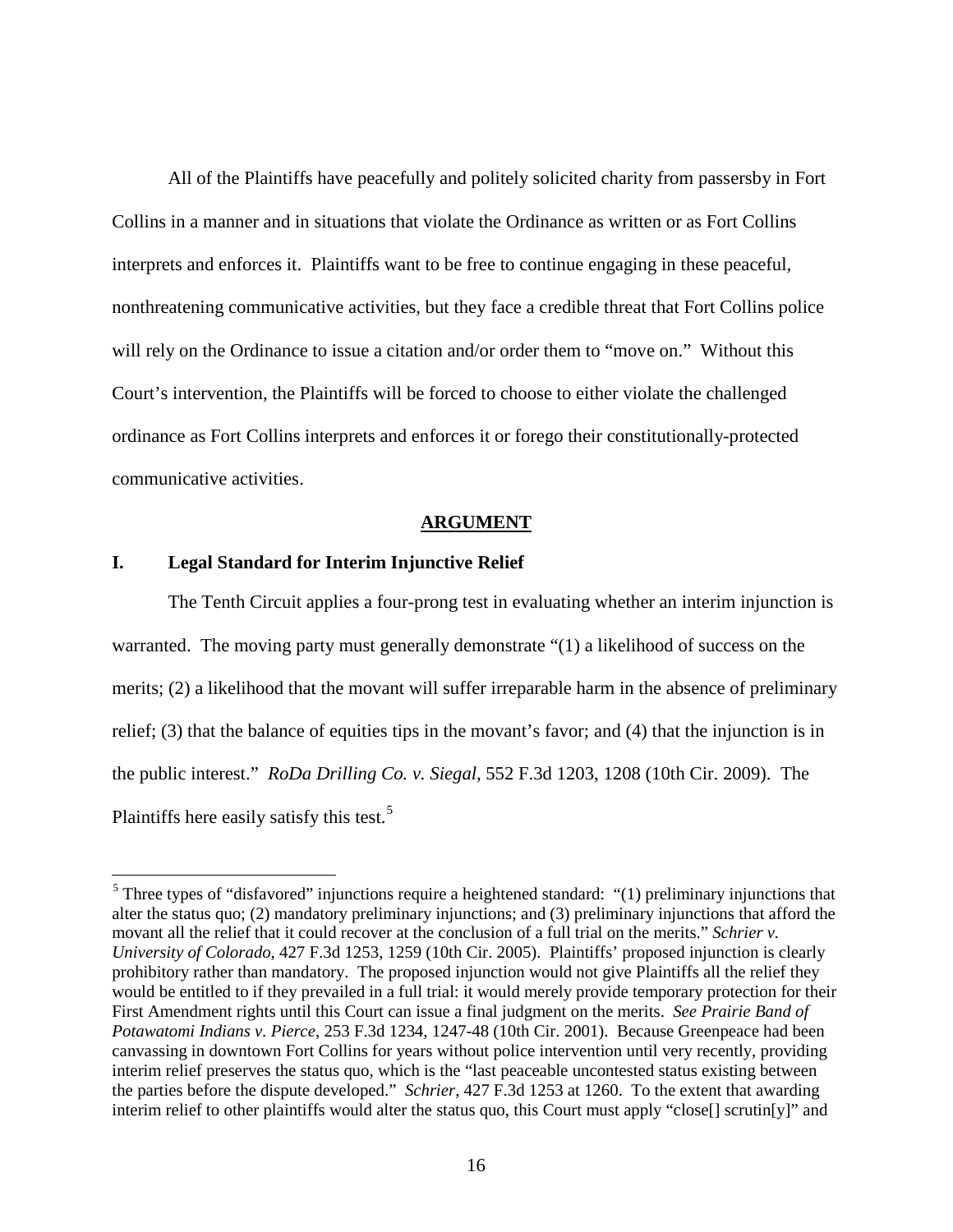All of the Plaintiffs have peacefully and politely solicited charity from passersby in Fort Collins in a manner and in situations that violate the Ordinance as written or as Fort Collins interprets and enforces it. Plaintiffs want to be free to continue engaging in these peaceful, nonthreatening communicative activities, but they face a credible threat that Fort Collins police will rely on the Ordinance to issue a citation and/or order them to "move on." Without this Court's intervention, the Plaintiffs will be forced to choose to either violate the challenged ordinance as Fort Collins interprets and enforces it or forego their constitutionally-protected communicative activities.

## ARGUMENT

### I. Legal Standard for Interim Injunctive Relief

The Tenth Circuit applies a four-prong test in evaluating whether an interim injunction is warranted. The moving party must generally demonstrate "(1) a likelihood of success on the merits; (2) a likelihood that the movant will suffer irreparable harm in the absence of preliminary relief; (3) that the balance of equities tips in the movant's favor; and (4) that the injunction is in the public interest." *RoDa Drilling Co. v. Siegal*, 552 F.3d 1203, 1208 (10th Cir. 2009). The Plaintiffs here easily satisfy this test.[5]

[5] Three types of "disfavored" injunctions require a heightened standard: "(1) preliminary injunctions that alter the status quo; (2) mandatory preliminary injunctions; and (3) preliminary injunctions that afford the movant all the relief that it could recover at the conclusion of a full trial on the merits." *Schrier v. University of Colorado*, 427 F.3d 1253, 1259 (10th Cir. 2005). Plaintiffs' proposed injunction is clearly prohibitory rather than mandatory. The proposed injunction would not give Plaintiffs all the relief they would be entitled to if they prevailed in a full trial: it would merely provide temporary protection for their First Amendment rights until this Court can issue a final judgment on the merits. *See Prairie Band of Potawatomi Indians v. Pierce*, 253 F.3d 1234, 1247-48 (10th Cir. 2001). Because Greenpeace had been canvassing in downtown Fort Collins for years without police intervention until very recently, providing interim relief preserves the status quo, which is the "last peaceable uncontested status existing between the parties before the dispute developed." *Schrier*, 427 F.3d 1253 at 1260. To the extent that awarding interim relief to other plaintiffs would alter the status quo, this Court must apply "close[] scrutin[y]" and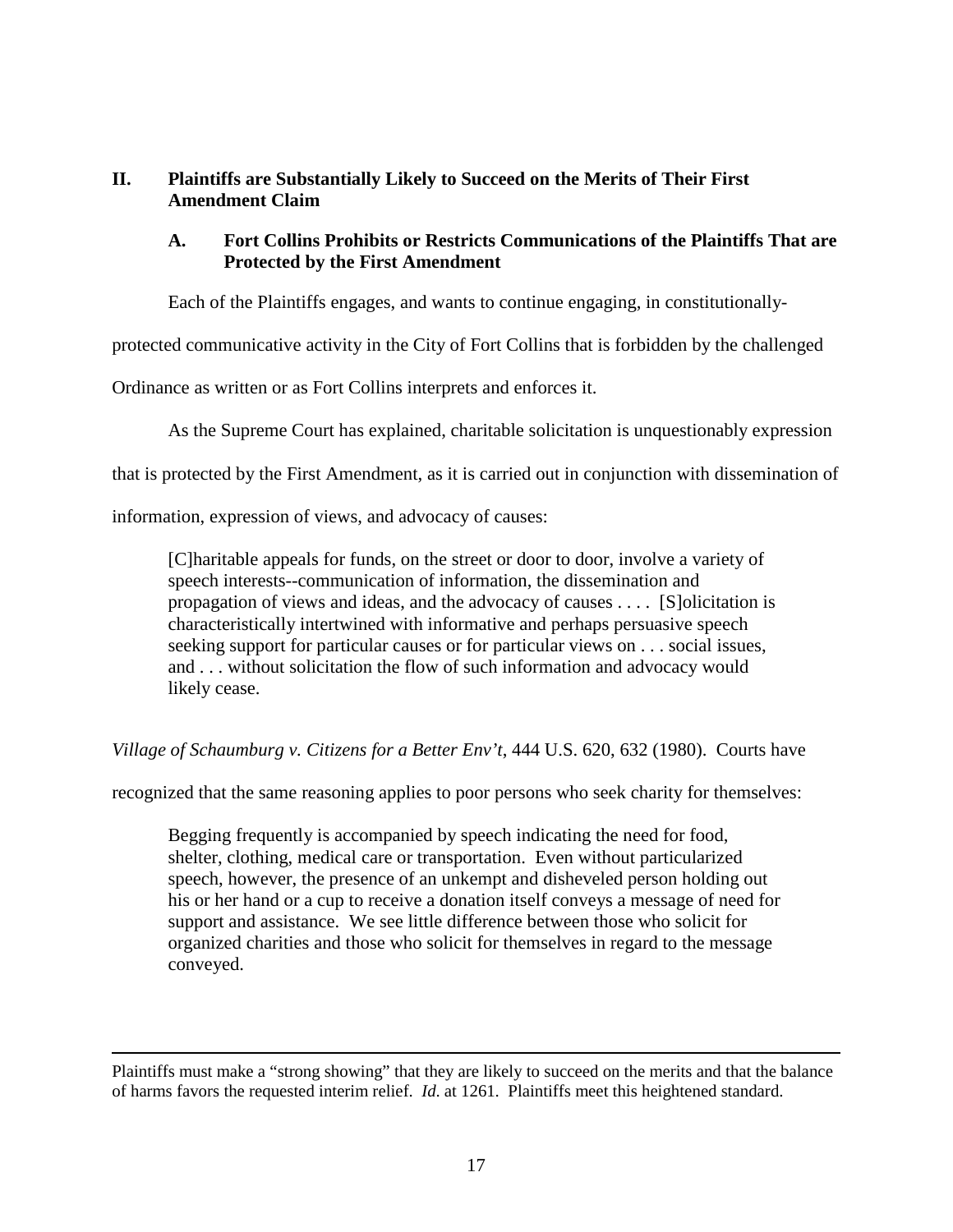## II. Plaintiffs are Substantially Likely to Succeed on the Merits of Their First Amendment Claim

### A. Fort Collins Prohibits or Restricts Communications of the Plaintiffs That are Protected by the First Amendment

Each of the Plaintiffs engages, and wants to continue engaging, in constitutionally-protected communicative activity in the City of Fort Collins that is forbidden by the challenged Ordinance as written or as Fort Collins interprets and enforces it.

As the Supreme Court has explained, charitable solicitation is unquestionably expression that is protected by the First Amendment, as it is carried out in conjunction with dissemination of information, expression of views, and advocacy of causes:

> [C]haritable appeals for funds, on the street or door to door, involve a variety of speech interests--communication of information, the dissemination and propagation of views and ideas, and the advocacy of causes . . . . [S]olicitation is characteristically intertwined with informative and perhaps persuasive speech seeking support for particular causes or for particular views on . . . social issues, and . . . without solicitation the flow of such information and advocacy would likely cease.

*Village of Schaumburg v. Citizens for a Better Env't*, 444 U.S. 620, 632 (1980). Courts have recognized that the same reasoning applies to poor persons who seek charity for themselves:

> Begging frequently is accompanied by speech indicating the need for food, shelter, clothing, medical care or transportation. Even without particularized speech, however, the presence of an unkempt and disheveled person holding out his or her hand or a cup to receive a donation itself conveys a message of need for support and assistance. We see little difference between those who solicit for organized charities and those who solicit for themselves in regard to the message conveyed.

---

Plaintiffs must make a "strong showing" that they are likely to succeed on the merits and that the balance of harms favors the requested interim relief. *Id*. at 1261. Plaintiffs meet this heightened standard.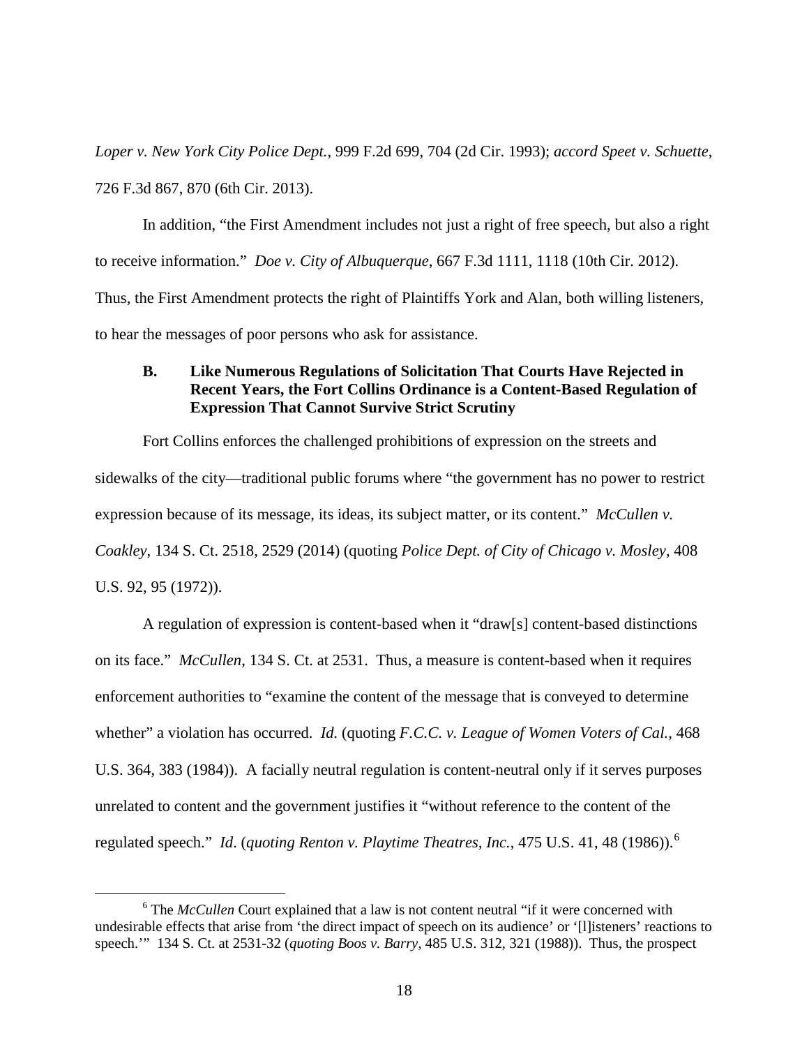*Loper v. New York City Police Dept.*, 999 F.2d 699, 704 (2d Cir. 1993); *accord Speet v. Schuette*, 726 F.3d 867, 870 (6th Cir. 2013).

In addition, "the First Amendment includes not just a right of free speech, but also a right to receive information." *Doe v. City of Albuquerque*, 667 F.3d 1111, 1118 (10th Cir. 2012). Thus, the First Amendment protects the right of Plaintiffs York and Alan, both willing listeners, to hear the messages of poor persons who ask for assistance.

### B. Like Numerous Regulations of Solicitation That Courts Have Rejected in Recent Years, the Fort Collins Ordinance is a Content-Based Regulation of Expression That Cannot Survive Strict Scrutiny

Fort Collins enforces the challenged prohibitions of expression on the streets and sidewalks of the city—traditional public forums where "the government has no power to restrict expression because of its message, its ideas, its subject matter, or its content." *McCullen v. Coakley*, 134 S. Ct. 2518, 2529 (2014) (quoting *Police Dept. of City of Chicago v. Mosley*, 408 U.S. 92, 95 (1972)).

A regulation of expression is content-based when it "draw[s] content-based distinctions on its face." *McCullen*, 134 S. Ct. at 2531. Thus, a measure is content-based when it requires enforcement authorities to "examine the content of the message that is conveyed to determine whether" a violation has occurred. *Id.* (quoting *F.C.C. v. League of Women Voters of Cal.*, 468 U.S. 364, 383 (1984)). A facially neutral regulation is content-neutral only if it serves purposes unrelated to content and the government justifies it "without reference to the content of the regulated speech." *Id*. (*quoting Renton v. Playtime Theatres, Inc.*, 475 U.S. 41, 48 (1986)).[6]

[6] The *McCullen* Court explained that a law is not content neutral "if it were concerned with undesirable effects that arise from 'the direct impact of speech on its audience' or '[l]isteners' reactions to speech.'" 134 S. Ct. at 2531-32 (*quoting Boos v. Barry*, 485 U.S. 312, 321 (1988)). Thus, the prospect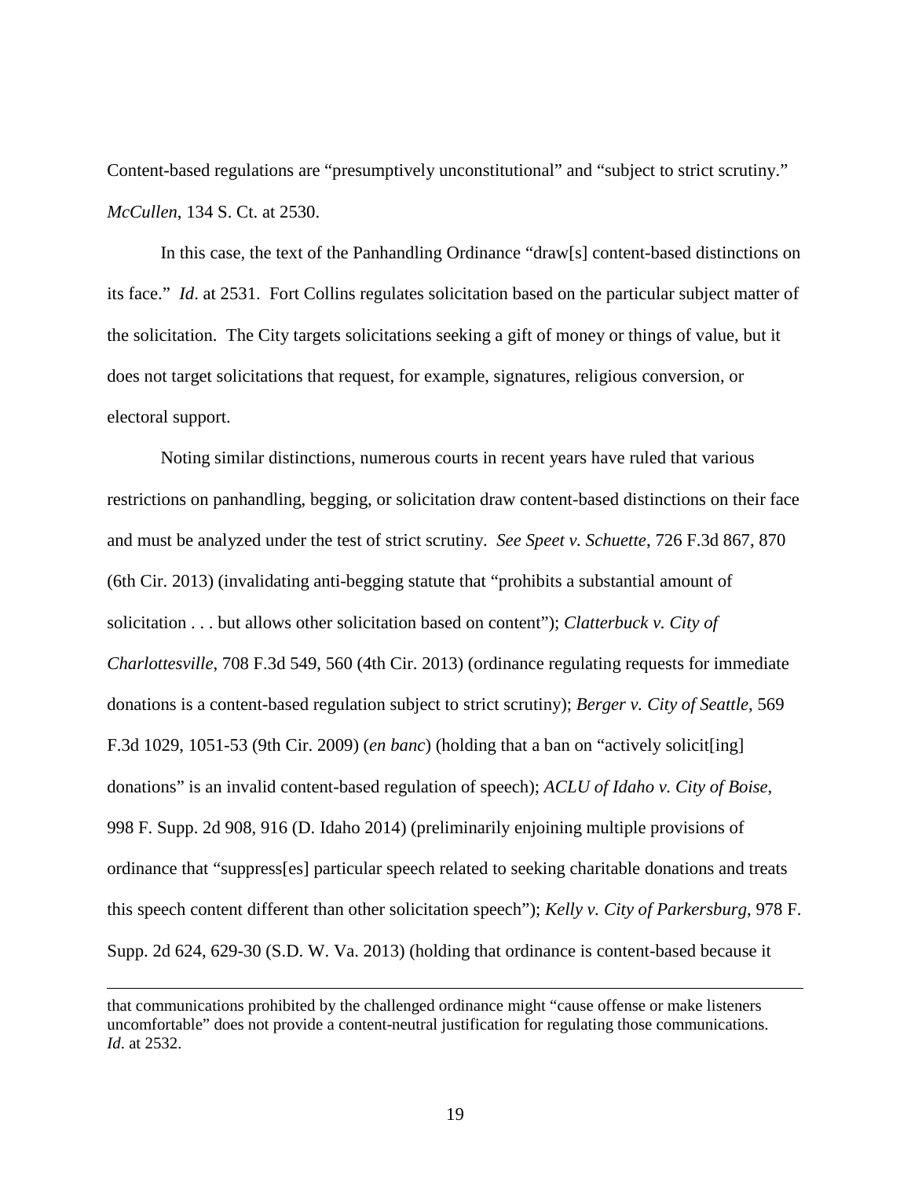Content-based regulations are "presumptively unconstitutional" and "subject to strict scrutiny." *McCullen*, 134 S. Ct. at 2530.

In this case, the text of the Panhandling Ordinance "draw[s] content-based distinctions on its face." *Id*. at 2531. Fort Collins regulates solicitation based on the particular subject matter of the solicitation. The City targets solicitations seeking a gift of money or things of value, but it does not target solicitations that request, for example, signatures, religious conversion, or electoral support.

Noting similar distinctions, numerous courts in recent years have ruled that various restrictions on panhandling, begging, or solicitation draw content-based distinctions on their face and must be analyzed under the test of strict scrutiny. *See Speet v. Schuette*, 726 F.3d 867, 870 (6th Cir. 2013) (invalidating anti-begging statute that "prohibits a substantial amount of solicitation . . . but allows other solicitation based on content"); *Clatterbuck v. City of Charlottesville*, 708 F.3d 549, 560 (4th Cir. 2013) (ordinance regulating requests for immediate donations is a content-based regulation subject to strict scrutiny); *Berger v. City of Seattle*, 569 F.3d 1029, 1051-53 (9th Cir. 2009) (*en banc*) (holding that a ban on "actively solicit[ing] donations" is an invalid content-based regulation of speech); *ACLU of Idaho v. City of Boise*, 998 F. Supp. 2d 908, 916 (D. Idaho 2014) (preliminarily enjoining multiple provisions of ordinance that "suppress[es] particular speech related to seeking charitable donations and treats this speech content different than other solicitation speech"); *Kelly v. City of Parkersburg*, 978 F. Supp. 2d 624, 629-30 (S.D. W. Va. 2013) (holding that ordinance is content-based because it

---

that communications prohibited by the challenged ordinance might "cause offense or make listeners uncomfortable" does not provide a content-neutral justification for regulating those communications. *Id*. at 2532.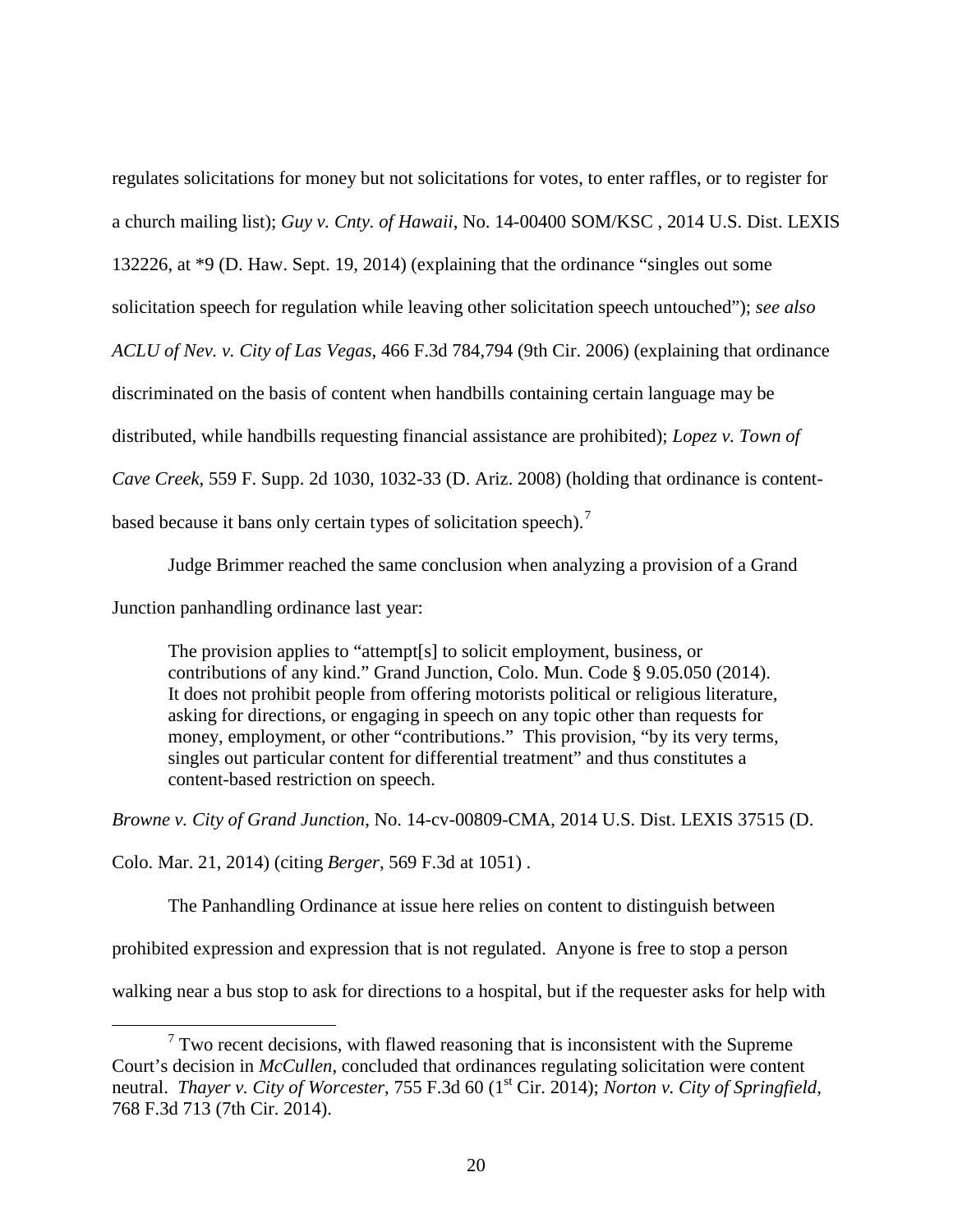regulates solicitations for money but not solicitations for votes, to enter raffles, or to register for a church mailing list); *Guy v. Cnty. of Hawaii*, No. 14-00400 SOM/KSC , 2014 U.S. Dist. LEXIS 132226, at *9 (D. Haw. Sept. 19, 2014) (explaining that the ordinance "singles out some solicitation speech for regulation while leaving other solicitation speech untouched"); *see also ACLU of Nev. v. City of Las Vegas*, 466 F.3d 784,794 (9th Cir. 2006) (explaining that ordinance discriminated on the basis of content when handbills containing certain language may be distributed, while handbills requesting financial assistance are prohibited); *Lopez v. Town of Cave Creek*, 559 F. Supp. 2d 1030, 1032-33 (D. Ariz. 2008) (holding that ordinance is content-based because it bans only certain types of solicitation speech).[7]

Judge Brimmer reached the same conclusion when analyzing a provision of a Grand Junction panhandling ordinance last year:

> The provision applies to "attempt[s] to solicit employment, business, or contributions of any kind." Grand Junction, Colo. Mun. Code § 9.05.050 (2014). It does not prohibit people from offering motorists political or religious literature, asking for directions, or engaging in speech on any topic other than requests for money, employment, or other "contributions." This provision, "by its very terms, singles out particular content for differential treatment" and thus constitutes a content-based restriction on speech.

*Browne v. City of Grand Junction*, No. 14-cv-00809-CMA, 2014 U.S. Dist. LEXIS 37515 (D. Colo. Mar. 21, 2014) (citing *Berger*, 569 F.3d at 1051) .

The Panhandling Ordinance at issue here relies on content to distinguish between prohibited expression and expression that is not regulated. Anyone is free to stop a person walking near a bus stop to ask for directions to a hospital, but if the requester asks for help with

[7] Two recent decisions, with flawed reasoning that is inconsistent with the Supreme Court's decision in *McCullen*, concluded that ordinances regulating solicitation were content neutral. *Thayer v. City of Worcester*, 755 F.3d 60 (1st Cir. 2014); *Norton v. City of Springfield*, 768 F.3d 713 (7th Cir. 2014).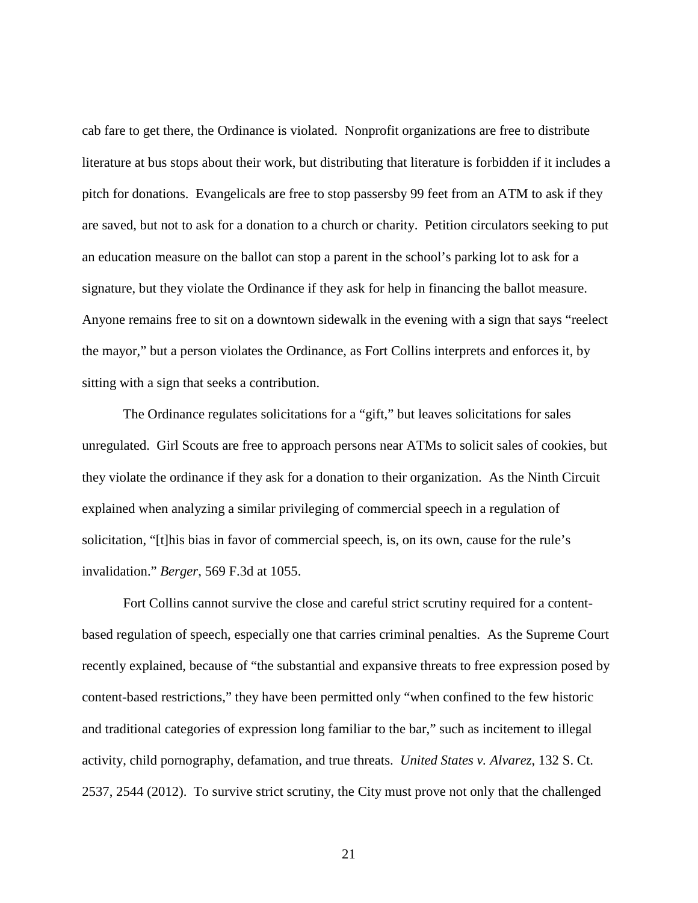cab fare to get there, the Ordinance is violated. Nonprofit organizations are free to distribute literature at bus stops about their work, but distributing that literature is forbidden if it includes a pitch for donations. Evangelicals are free to stop passersby 99 feet from an ATM to ask if they are saved, but not to ask for a donation to a church or charity. Petition circulators seeking to put an education measure on the ballot can stop a parent in the school's parking lot to ask for a signature, but they violate the Ordinance if they ask for help in financing the ballot measure. Anyone remains free to sit on a downtown sidewalk in the evening with a sign that says "reelect the mayor," but a person violates the Ordinance, as Fort Collins interprets and enforces it, by sitting with a sign that seeks a contribution.

The Ordinance regulates solicitations for a "gift," but leaves solicitations for sales unregulated. Girl Scouts are free to approach persons near ATMs to solicit sales of cookies, but they violate the ordinance if they ask for a donation to their organization. As the Ninth Circuit explained when analyzing a similar privileging of commercial speech in a regulation of solicitation, "[t]his bias in favor of commercial speech, is, on its own, cause for the rule's invalidation." *Berger*, 569 F.3d at 1055.

Fort Collins cannot survive the close and careful strict scrutiny required for a content-based regulation of speech, especially one that carries criminal penalties. As the Supreme Court recently explained, because of "the substantial and expansive threats to free expression posed by content-based restrictions," they have been permitted only "when confined to the few historic and traditional categories of expression long familiar to the bar," such as incitement to illegal activity, child pornography, defamation, and true threats. *United States v. Alvarez*, 132 S. Ct. 2537, 2544 (2012). To survive strict scrutiny, the City must prove not only that the challenged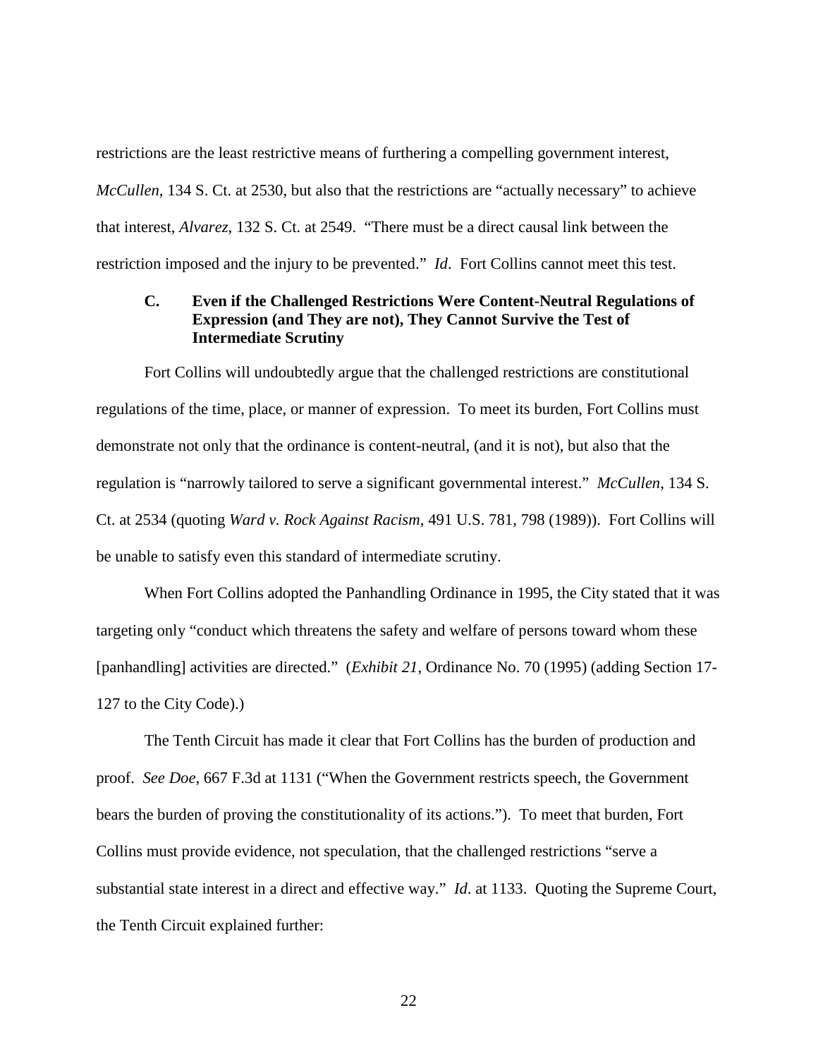restrictions are the least restrictive means of furthering a compelling government interest, *McCullen*, 134 S. Ct. at 2530, but also that the restrictions are "actually necessary" to achieve that interest, *Alvarez*, 132 S. Ct. at 2549. "There must be a direct causal link between the restriction imposed and the injury to be prevented." *Id*. Fort Collins cannot meet this test.

### C. Even if the Challenged Restrictions Were Content-Neutral Regulations of Expression (and They are not), They Cannot Survive the Test of Intermediate Scrutiny

Fort Collins will undoubtedly argue that the challenged restrictions are constitutional regulations of the time, place, or manner of expression. To meet its burden, Fort Collins must demonstrate not only that the ordinance is content-neutral, (and it is not), but also that the regulation is "narrowly tailored to serve a significant governmental interest." *McCullen*, 134 S. Ct. at 2534 (quoting *Ward v. Rock Against Racism*, 491 U.S. 781, 798 (1989)). Fort Collins will be unable to satisfy even this standard of intermediate scrutiny.

When Fort Collins adopted the Panhandling Ordinance in 1995, the City stated that it was targeting only "conduct which threatens the safety and welfare of persons toward whom these [panhandling] activities are directed." (*Exhibit 21*, Ordinance No. 70 (1995) (adding Section 17-127 to the City Code).)

The Tenth Circuit has made it clear that Fort Collins has the burden of production and proof. *See Doe*, 667 F.3d at 1131 ("When the Government restricts speech, the Government bears the burden of proving the constitutionality of its actions."). To meet that burden, Fort Collins must provide evidence, not speculation, that the challenged restrictions "serve a substantial state interest in a direct and effective way." *Id*. at 1133. Quoting the Supreme Court, the Tenth Circuit explained further: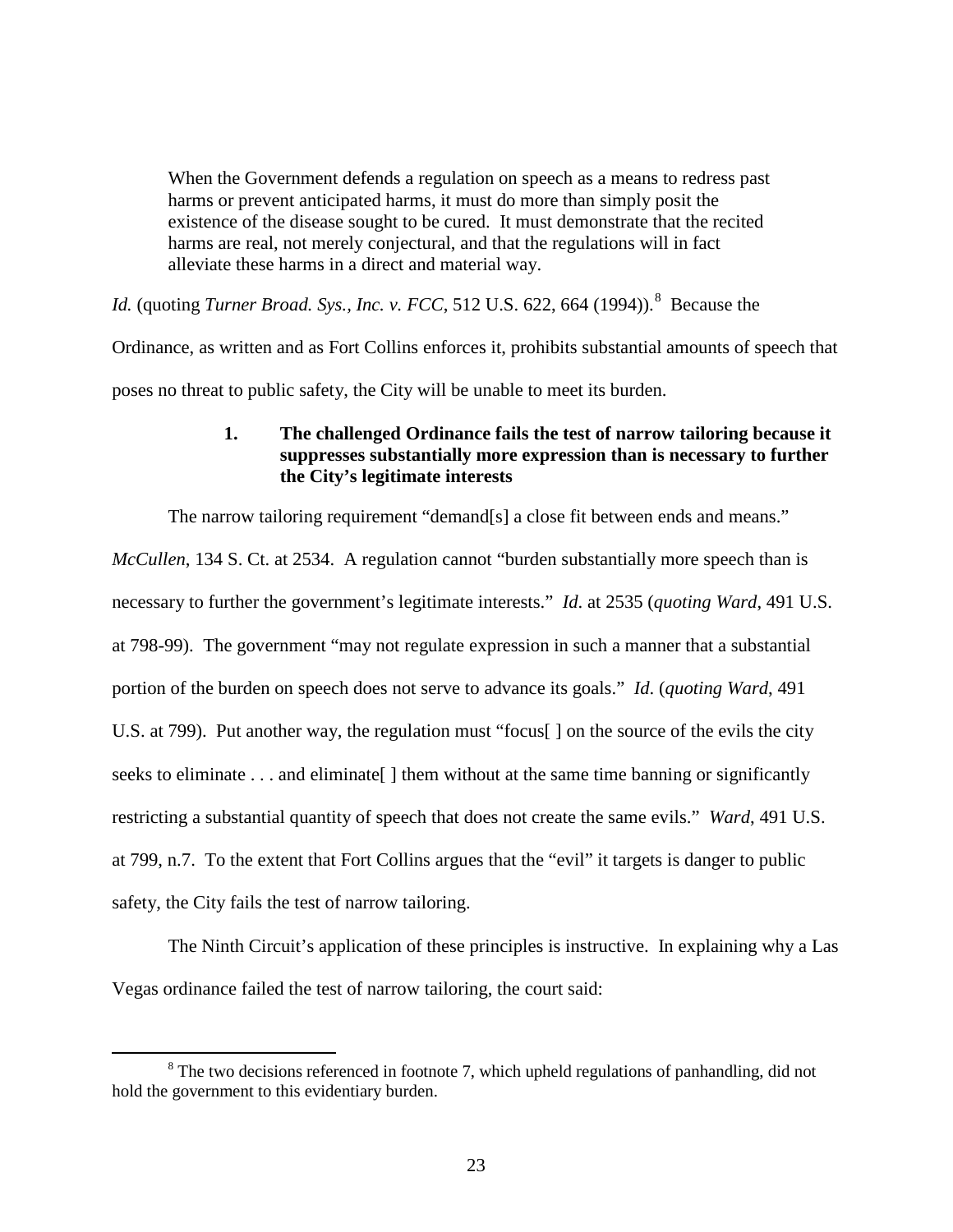> When the Government defends a regulation on speech as a means to redress past harms or prevent anticipated harms, it must do more than simply posit the existence of the disease sought to be cured. It must demonstrate that the recited harms are real, not merely conjectural, and that the regulations will in fact alleviate these harms in a direct and material way.

*Id.* (quoting *Turner Broad. Sys., Inc. v. FCC*, 512 U.S. 622, 664 (1994)).[8] Because the Ordinance, as written and as Fort Collins enforces it, prohibits substantial amounts of speech that poses no threat to public safety, the City will be unable to meet its burden.

### 1. The challenged Ordinance fails the test of narrow tailoring because it suppresses substantially more expression than is necessary to further the City's legitimate interests

The narrow tailoring requirement "demand[s] a close fit between ends and means." *McCullen*, 134 S. Ct. at 2534. A regulation cannot "burden substantially more speech than is necessary to further the government's legitimate interests." *Id.* at 2535 (*quoting Ward*, 491 U.S. at 798-99). The government "may not regulate expression in such a manner that a substantial portion of the burden on speech does not serve to advance its goals." *Id*. (*quoting Ward*, 491 U.S. at 799). Put another way, the regulation must "focus[ ] on the source of the evils the city seeks to eliminate . . . and eliminate[ ] them without at the same time banning or significantly restricting a substantial quantity of speech that does not create the same evils." *Ward*, 491 U.S. at 799, n.7. To the extent that Fort Collins argues that the "evil" it targets is danger to public safety, the City fails the test of narrow tailoring.

The Ninth Circuit's application of these principles is instructive. In explaining why a Las Vegas ordinance failed the test of narrow tailoring, the court said:

[8] The two decisions referenced in footnote 7, which upheld regulations of panhandling, did not hold the government to this evidentiary burden.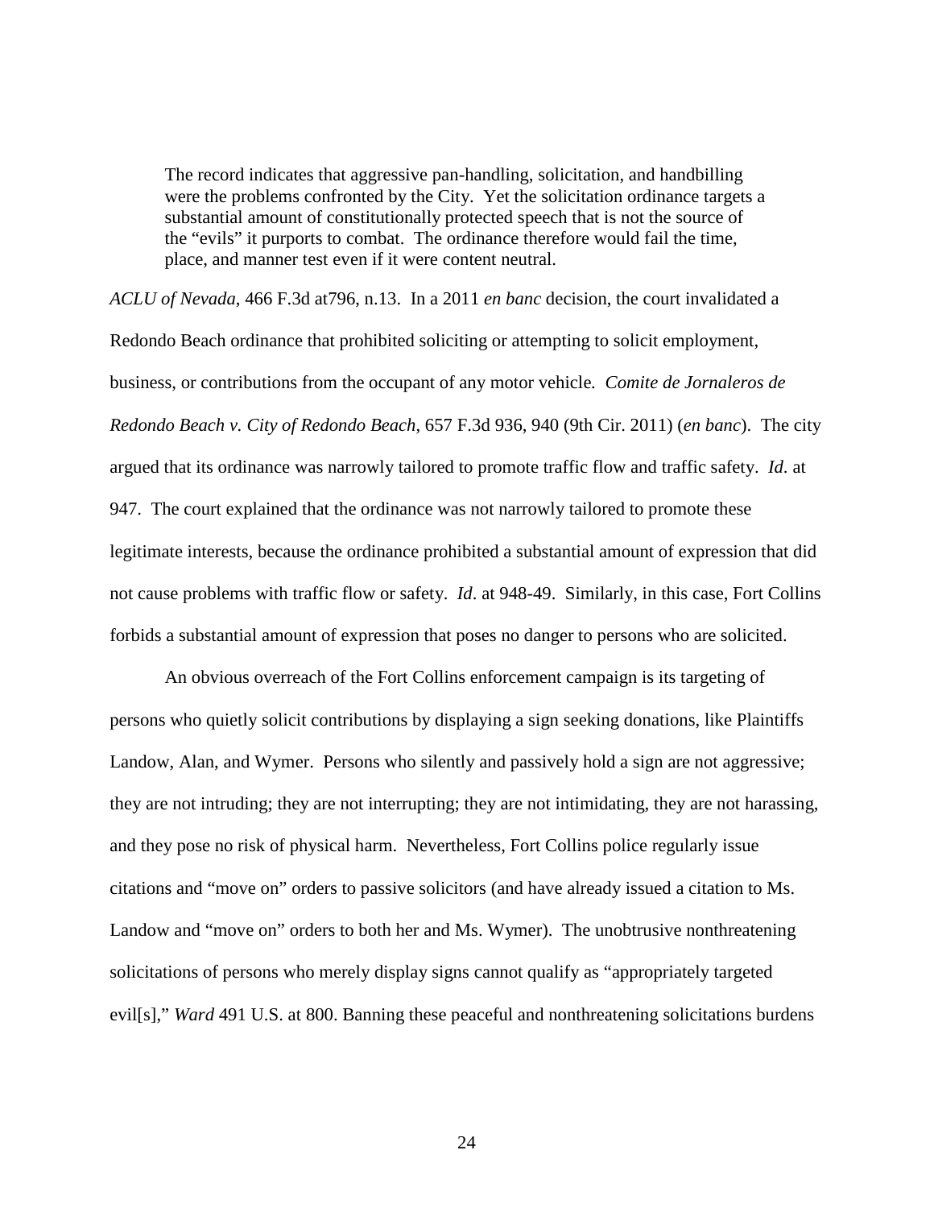> The record indicates that aggressive pan-handling, solicitation, and handbilling were the problems confronted by the City. Yet the solicitation ordinance targets a substantial amount of constitutionally protected speech that is not the source of the "evils" it purports to combat. The ordinance therefore would fail the time, place, and manner test even if it were content neutral.

*ACLU of Nevada*, 466 F.3d at796, n.13. In a 2011 *en banc* decision, the court invalidated a Redondo Beach ordinance that prohibited soliciting or attempting to solicit employment, business, or contributions from the occupant of any motor vehicle. *Comite de Jornaleros de Redondo Beach v. City of Redondo Beach*, 657 F.3d 936, 940 (9th Cir. 2011) (*en banc*). The city argued that its ordinance was narrowly tailored to promote traffic flow and traffic safety. *Id*. at 947. The court explained that the ordinance was not narrowly tailored to promote these legitimate interests, because the ordinance prohibited a substantial amount of expression that did not cause problems with traffic flow or safety. *Id*. at 948-49. Similarly, in this case, Fort Collins forbids a substantial amount of expression that poses no danger to persons who are solicited.

An obvious overreach of the Fort Collins enforcement campaign is its targeting of persons who quietly solicit contributions by displaying a sign seeking donations, like Plaintiffs Landow, Alan, and Wymer. Persons who silently and passively hold a sign are not aggressive; they are not intruding; they are not interrupting; they are not intimidating, they are not harassing, and they pose no risk of physical harm. Nevertheless, Fort Collins police regularly issue citations and "move on" orders to passive solicitors (and have already issued a citation to Ms. Landow and "move on" orders to both her and Ms. Wymer). The unobtrusive nonthreatening solicitations of persons who merely display signs cannot qualify as "appropriately targeted evil[s]," *Ward* 491 U.S. at 800. Banning these peaceful and nonthreatening solicitations burdens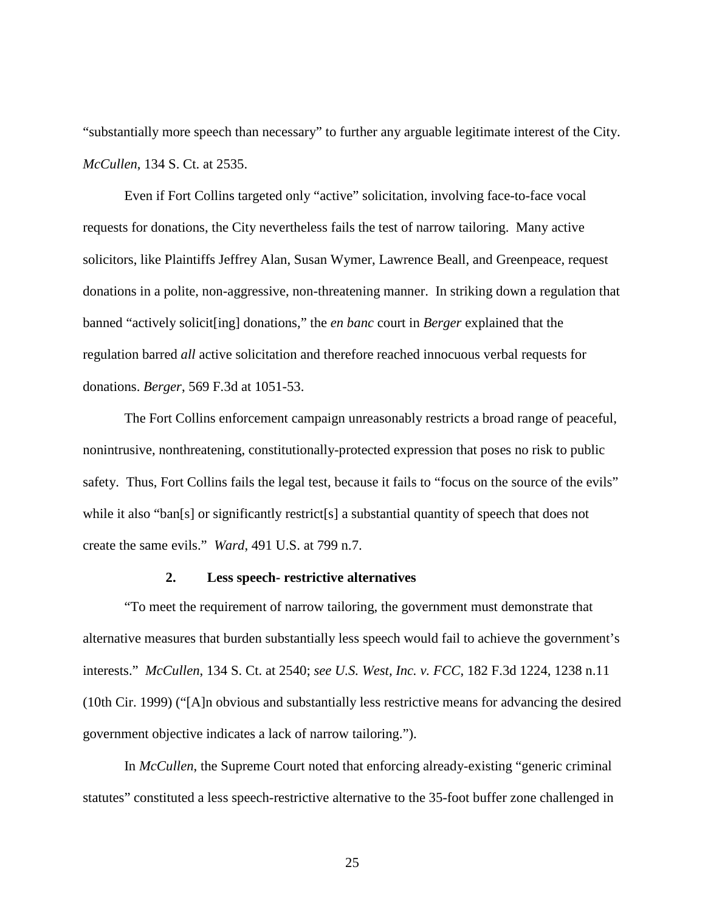"substantially more speech than necessary" to further any arguable legitimate interest of the City. *McCullen*, 134 S. Ct. at 2535.

Even if Fort Collins targeted only "active" solicitation, involving face-to-face vocal requests for donations, the City nevertheless fails the test of narrow tailoring. Many active solicitors, like Plaintiffs Jeffrey Alan, Susan Wymer, Lawrence Beall, and Greenpeace, request donations in a polite, non-aggressive, non-threatening manner. In striking down a regulation that banned "actively solicit[ing] donations," the *en banc* court in *Berger* explained that the regulation barred *all* active solicitation and therefore reached innocuous verbal requests for donations. *Berger*, 569 F.3d at 1051-53.

The Fort Collins enforcement campaign unreasonably restricts a broad range of peaceful, nonintrusive, nonthreatening, constitutionally-protected expression that poses no risk to public safety. Thus, Fort Collins fails the legal test, because it fails to "focus on the source of the evils" while it also "ban[s] or significantly restrict[s] a substantial quantity of speech that does not create the same evils." *Ward*, 491 U.S. at 799 n.7.

### 2. Less speech- restrictive alternatives

"To meet the requirement of narrow tailoring, the government must demonstrate that alternative measures that burden substantially less speech would fail to achieve the government's interests." *McCullen*, 134 S. Ct. at 2540; *see U.S. West, Inc. v. FCC*, 182 F.3d 1224, 1238 n.11 (10th Cir. 1999) ("[A]n obvious and substantially less restrictive means for advancing the desired government objective indicates a lack of narrow tailoring.").

In *McCullen*, the Supreme Court noted that enforcing already-existing "generic criminal statutes" constituted a less speech-restrictive alternative to the 35-foot buffer zone challenged in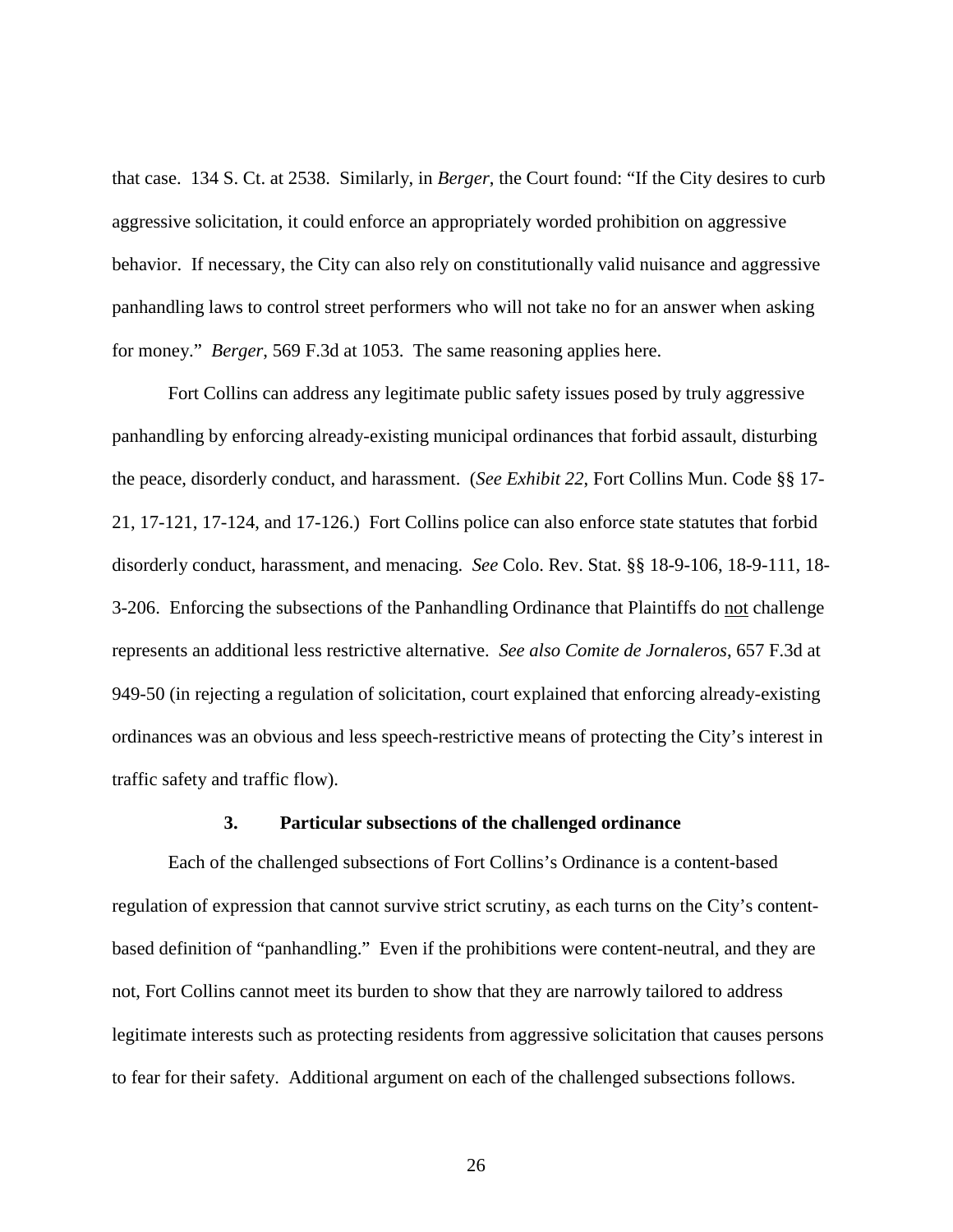that case. 134 S. Ct. at 2538. Similarly, in *Berger*, the Court found: "If the City desires to curb aggressive solicitation, it could enforce an appropriately worded prohibition on aggressive behavior. If necessary, the City can also rely on constitutionally valid nuisance and aggressive panhandling laws to control street performers who will not take no for an answer when asking for money." *Berger*, 569 F.3d at 1053. The same reasoning applies here.

Fort Collins can address any legitimate public safety issues posed by truly aggressive panhandling by enforcing already-existing municipal ordinances that forbid assault, disturbing the peace, disorderly conduct, and harassment. (*See Exhibit 22*, Fort Collins Mun. Code §§ 17-21, 17-121, 17-124, and 17-126.) Fort Collins police can also enforce state statutes that forbid disorderly conduct, harassment, and menacing. *See* Colo. Rev. Stat. §§ 18-9-106, 18-9-111, 18-3-206. Enforcing the subsections of the Panhandling Ordinance that Plaintiffs do <u>not</u> challenge represents an additional less restrictive alternative. *See also Comite de Jornaleros*, 657 F.3d at 949-50 (in rejecting a regulation of solicitation, court explained that enforcing already-existing ordinances was an obvious and less speech-restrictive means of protecting the City's interest in traffic safety and traffic flow).

### 3. Particular subsections of the challenged ordinance

Each of the challenged subsections of Fort Collins's Ordinance is a content-based regulation of expression that cannot survive strict scrutiny, as each turns on the City's content-based definition of "panhandling." Even if the prohibitions were content-neutral, and they are not, Fort Collins cannot meet its burden to show that they are narrowly tailored to address legitimate interests such as protecting residents from aggressive solicitation that causes persons to fear for their safety. Additional argument on each of the challenged subsections follows.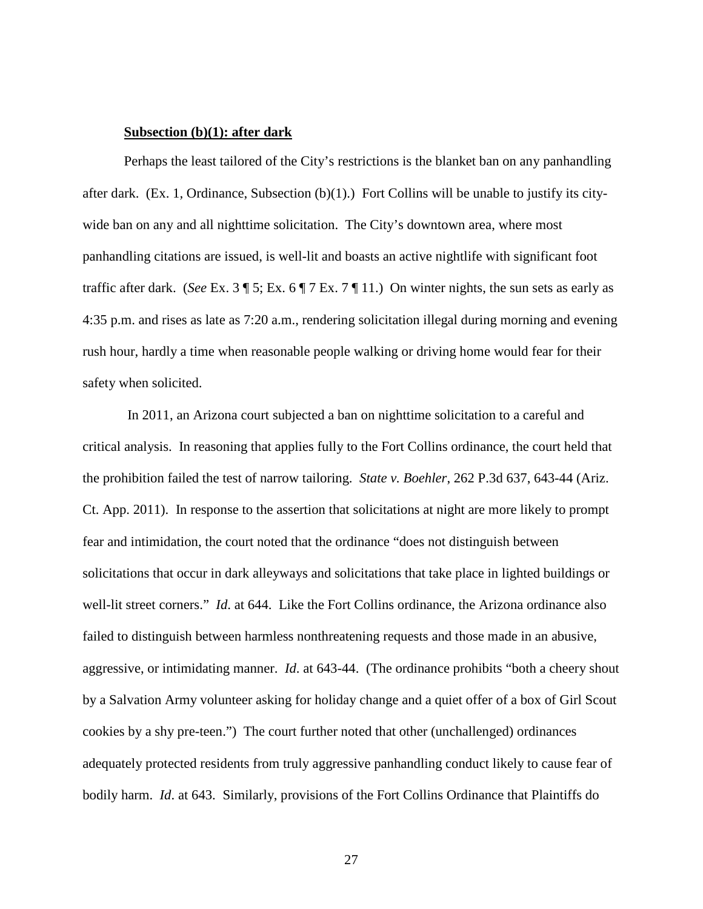**Subsection (b)(1): after dark**

Perhaps the least tailored of the City's restrictions is the blanket ban on any panhandling after dark. (Ex. 1, Ordinance, Subsection (b)(1).) Fort Collins will be unable to justify its city-wide ban on any and all nighttime solicitation. The City's downtown area, where most panhandling citations are issued, is well-lit and boasts an active nightlife with significant foot traffic after dark. (*See* Ex. 3 ¶ 5; Ex. 6 ¶ 7 Ex. 7 ¶ 11.) On winter nights, the sun sets as early as 4:35 p.m. and rises as late as 7:20 a.m., rendering solicitation illegal during morning and evening rush hour, hardly a time when reasonable people walking or driving home would fear for their safety when solicited.

In 2011, an Arizona court subjected a ban on nighttime solicitation to a careful and critical analysis. In reasoning that applies fully to the Fort Collins ordinance, the court held that the prohibition failed the test of narrow tailoring. *State v. Boehler*, 262 P.3d 637, 643-44 (Ariz. Ct. App. 2011). In response to the assertion that solicitations at night are more likely to prompt fear and intimidation, the court noted that the ordinance "does not distinguish between solicitations that occur in dark alleyways and solicitations that take place in lighted buildings or well-lit street corners." *Id*. at 644. Like the Fort Collins ordinance, the Arizona ordinance also failed to distinguish between harmless nonthreatening requests and those made in an abusive, aggressive, or intimidating manner. *Id*. at 643-44. (The ordinance prohibits "both a cheery shout by a Salvation Army volunteer asking for holiday change and a quiet offer of a box of Girl Scout cookies by a shy pre-teen.") The court further noted that other (unchallenged) ordinances adequately protected residents from truly aggressive panhandling conduct likely to cause fear of bodily harm. *Id*. at 643. Similarly, provisions of the Fort Collins Ordinance that Plaintiffs do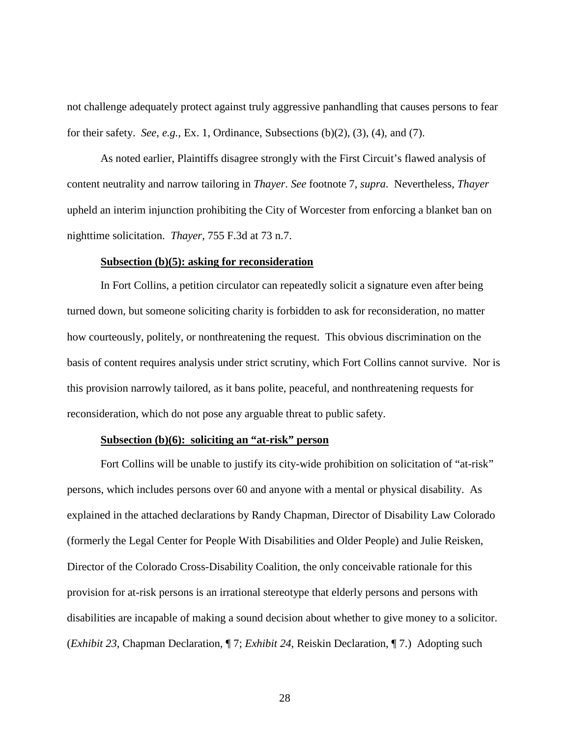not challenge adequately protect against truly aggressive panhandling that causes persons to fear for their safety. *See, e.g.*, Ex. 1, Ordinance, Subsections (b)(2), (3), (4), and (7).

As noted earlier, Plaintiffs disagree strongly with the First Circuit's flawed analysis of content neutrality and narrow tailoring in *Thayer*. *See* footnote 7, *supra*. Nevertheless, *Thayer* upheld an interim injunction prohibiting the City of Worcester from enforcing a blanket ban on nighttime solicitation. *Thayer*, 755 F.3d at 73 n.7.

**Subsection (b)(5): asking for reconsideration**

In Fort Collins, a petition circulator can repeatedly solicit a signature even after being turned down, but someone soliciting charity is forbidden to ask for reconsideration, no matter how courteously, politely, or nonthreatening the request. This obvious discrimination on the basis of content requires analysis under strict scrutiny, which Fort Collins cannot survive. Nor is this provision narrowly tailored, as it bans polite, peaceful, and nonthreatening requests for reconsideration, which do not pose any arguable threat to public safety.

**Subsection (b)(6): soliciting an "at-risk" person**

Fort Collins will be unable to justify its city-wide prohibition on solicitation of "at-risk" persons, which includes persons over 60 and anyone with a mental or physical disability. As explained in the attached declarations by Randy Chapman, Director of Disability Law Colorado (formerly the Legal Center for People With Disabilities and Older People) and Julie Reisken, Director of the Colorado Cross-Disability Coalition, the only conceivable rationale for this provision for at-risk persons is an irrational stereotype that elderly persons and persons with disabilities are incapable of making a sound decision about whether to give money to a solicitor. (*Exhibit 23*, Chapman Declaration, ¶ 7; *Exhibit 24*, Reiskin Declaration, ¶ 7.) Adopting such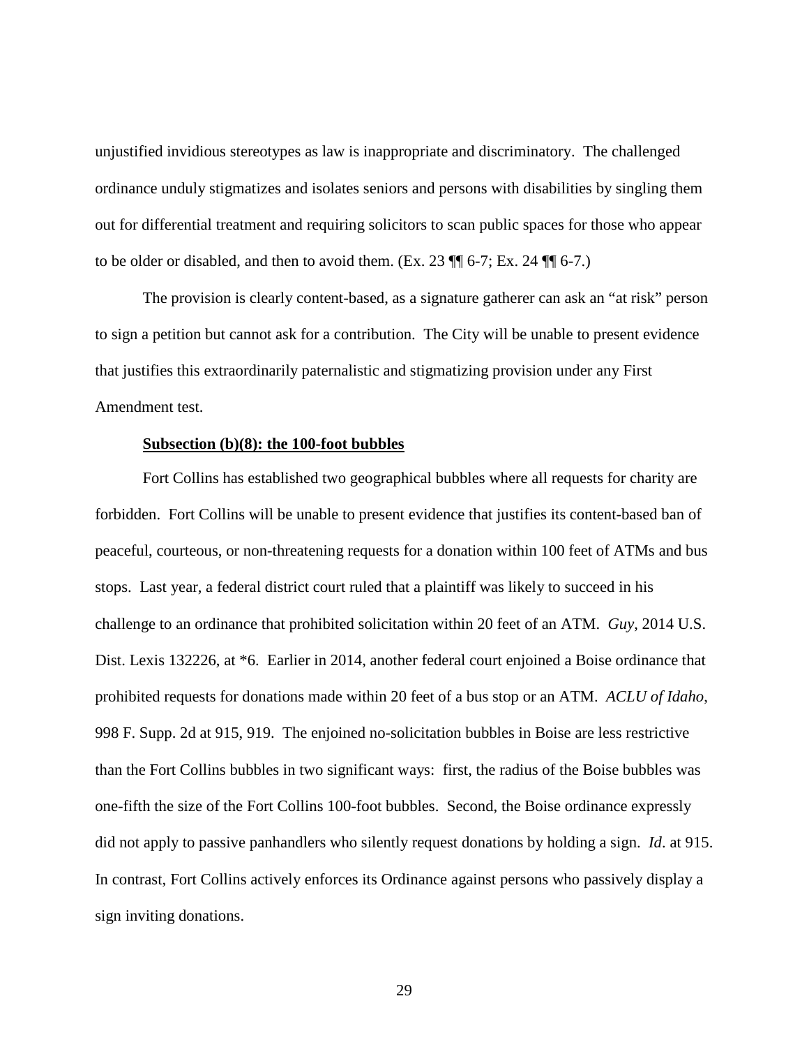unjustified invidious stereotypes as law is inappropriate and discriminatory. The challenged ordinance unduly stigmatizes and isolates seniors and persons with disabilities by singling them out for differential treatment and requiring solicitors to scan public spaces for those who appear to be older or disabled, and then to avoid them. (Ex. 23 ¶¶ 6-7; Ex. 24 ¶¶ 6-7.)

The provision is clearly content-based, as a signature gatherer can ask an "at risk" person to sign a petition but cannot ask for a contribution. The City will be unable to present evidence that justifies this extraordinarily paternalistic and stigmatizing provision under any First Amendment test.

**Subsection (b)(8): the 100-foot bubbles**

Fort Collins has established two geographical bubbles where all requests for charity are forbidden. Fort Collins will be unable to present evidence that justifies its content-based ban of peaceful, courteous, or non-threatening requests for a donation within 100 feet of ATMs and bus stops. Last year, a federal district court ruled that a plaintiff was likely to succeed in his challenge to an ordinance that prohibited solicitation within 20 feet of an ATM. *Guy*, 2014 U.S. Dist. Lexis 132226, at *6. Earlier in 2014, another federal court enjoined a Boise ordinance that prohibited requests for donations made within 20 feet of a bus stop or an ATM. *ACLU of Idaho*, 998 F. Supp. 2d at 915, 919. The enjoined no-solicitation bubbles in Boise are less restrictive than the Fort Collins bubbles in two significant ways: first, the radius of the Boise bubbles was one-fifth the size of the Fort Collins 100-foot bubbles. Second, the Boise ordinance expressly did not apply to passive panhandlers who silently request donations by holding a sign. *Id*. at 915. In contrast, Fort Collins actively enforces its Ordinance against persons who passively display a sign inviting donations.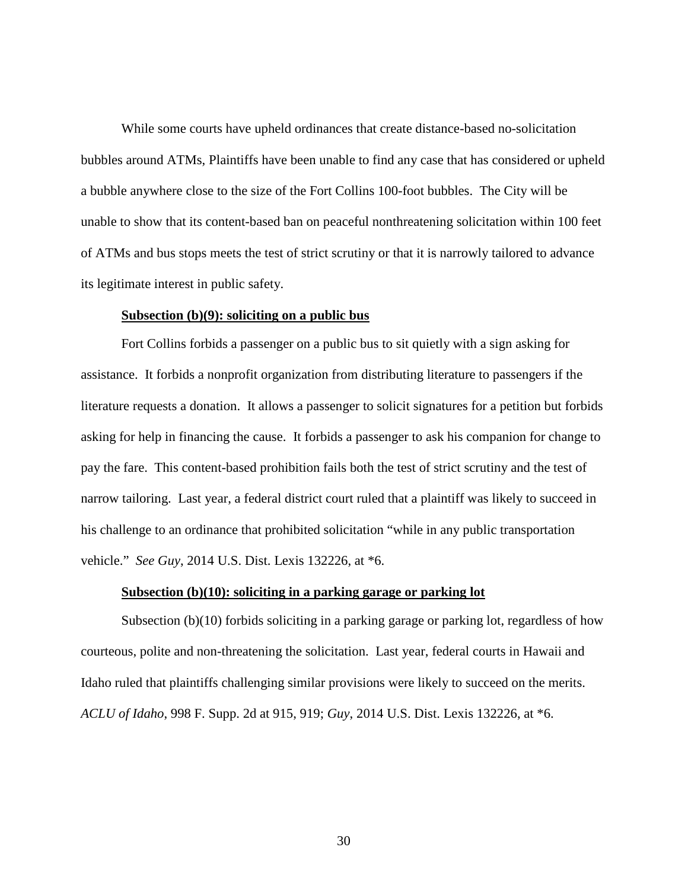While some courts have upheld ordinances that create distance-based no-solicitation bubbles around ATMs, Plaintiffs have been unable to find any case that has considered or upheld a bubble anywhere close to the size of the Fort Collins 100-foot bubbles. The City will be unable to show that its content-based ban on peaceful nonthreatening solicitation within 100 feet of ATMs and bus stops meets the test of strict scrutiny or that it is narrowly tailored to advance its legitimate interest in public safety.

**Subsection (b)(9): soliciting on a public bus**

Fort Collins forbids a passenger on a public bus to sit quietly with a sign asking for assistance. It forbids a nonprofit organization from distributing literature to passengers if the literature requests a donation. It allows a passenger to solicit signatures for a petition but forbids asking for help in financing the cause. It forbids a passenger to ask his companion for change to pay the fare. This content-based prohibition fails both the test of strict scrutiny and the test of narrow tailoring. Last year, a federal district court ruled that a plaintiff was likely to succeed in his challenge to an ordinance that prohibited solicitation "while in any public transportation vehicle." *See Guy*, 2014 U.S. Dist. Lexis 132226, at *6.

**Subsection (b)(10): soliciting in a parking garage or parking lot**

Subsection (b)(10) forbids soliciting in a parking garage or parking lot, regardless of how courteous, polite and non-threatening the solicitation. Last year, federal courts in Hawaii and Idaho ruled that plaintiffs challenging similar provisions were likely to succeed on the merits. *ACLU of Idaho*, 998 F. Supp. 2d at 915, 919; *Guy*, 2014 U.S. Dist. Lexis 132226, at *6.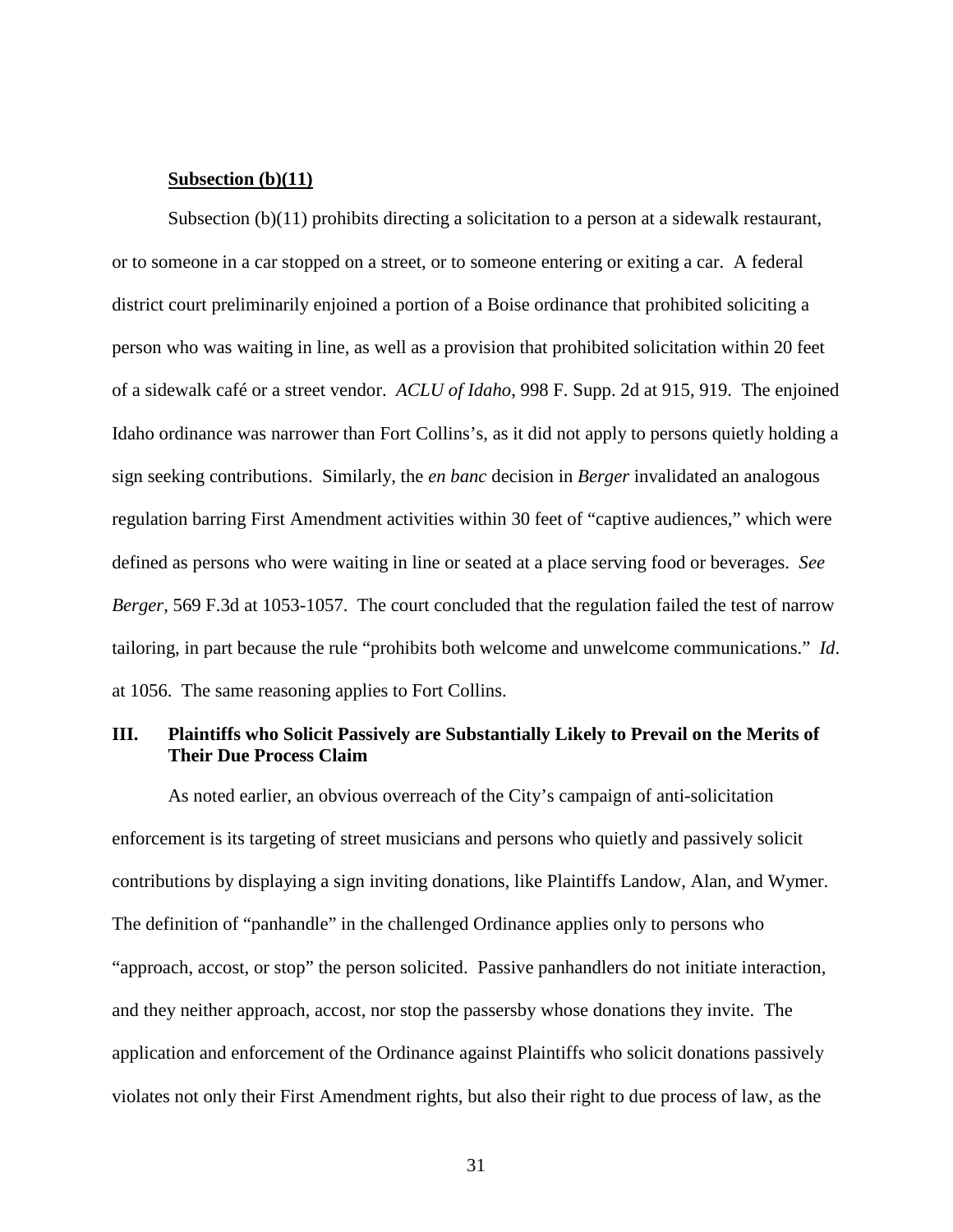**Subsection (b)(11)**

Subsection (b)(11) prohibits directing a solicitation to a person at a sidewalk restaurant, or to someone in a car stopped on a street, or to someone entering or exiting a car. A federal district court preliminarily enjoined a portion of a Boise ordinance that prohibited soliciting a person who was waiting in line, as well as a provision that prohibited solicitation within 20 feet of a sidewalk café or a street vendor. *ACLU of Idaho*, 998 F. Supp. 2d at 915, 919. The enjoined Idaho ordinance was narrower than Fort Collins's, as it did not apply to persons quietly holding a sign seeking contributions. Similarly, the *en banc* decision in *Berger* invalidated an analogous regulation barring First Amendment activities within 30 feet of "captive audiences," which were defined as persons who were waiting in line or seated at a place serving food or beverages. *See Berger*, 569 F.3d at 1053-1057. The court concluded that the regulation failed the test of narrow tailoring, in part because the rule "prohibits both welcome and unwelcome communications." *Id*. at 1056. The same reasoning applies to Fort Collins.

## III. Plaintiffs who Solicit Passively are Substantially Likely to Prevail on the Merits of Their Due Process Claim

As noted earlier, an obvious overreach of the City's campaign of anti-solicitation enforcement is its targeting of street musicians and persons who quietly and passively solicit contributions by displaying a sign inviting donations, like Plaintiffs Landow, Alan, and Wymer. The definition of "panhandle" in the challenged Ordinance applies only to persons who "approach, accost, or stop" the person solicited. Passive panhandlers do not initiate interaction, and they neither approach, accost, nor stop the passersby whose donations they invite. The application and enforcement of the Ordinance against Plaintiffs who solicit donations passively violates not only their First Amendment rights, but also their right to due process of law, as the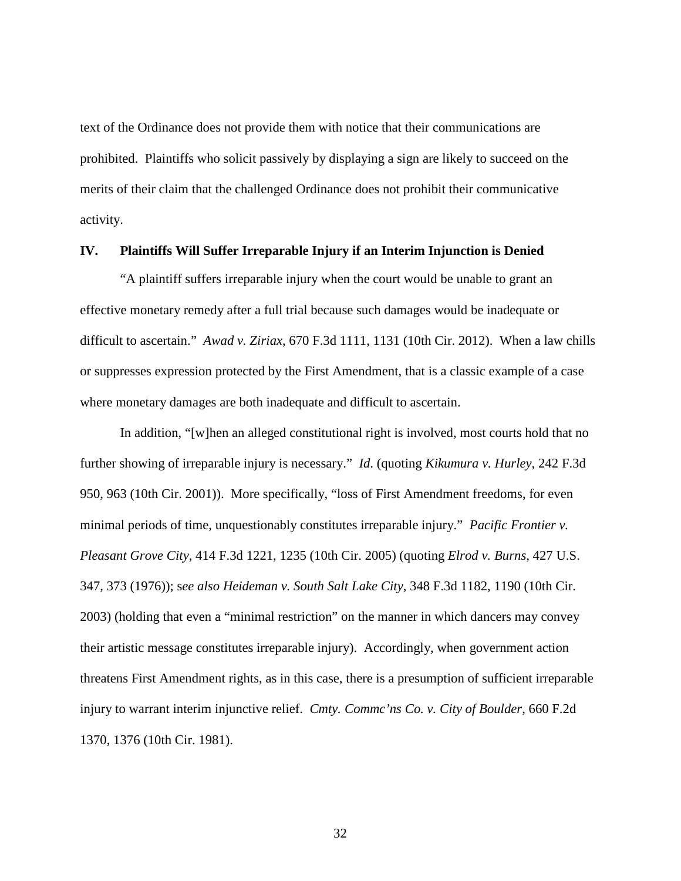text of the Ordinance does not provide them with notice that their communications are prohibited. Plaintiffs who solicit passively by displaying a sign are likely to succeed on the merits of their claim that the challenged Ordinance does not prohibit their communicative activity.

## IV. Plaintiffs Will Suffer Irreparable Injury if an Interim Injunction is Denied

"A plaintiff suffers irreparable injury when the court would be unable to grant an effective monetary remedy after a full trial because such damages would be inadequate or difficult to ascertain." *Awad v. Ziriax*, 670 F.3d 1111, 1131 (10th Cir. 2012). When a law chills or suppresses expression protected by the First Amendment, that is a classic example of a case where monetary damages are both inadequate and difficult to ascertain.

In addition, "[w]hen an alleged constitutional right is involved, most courts hold that no further showing of irreparable injury is necessary." *Id.* (quoting *Kikumura v. Hurley*, 242 F.3d 950, 963 (10th Cir. 2001)). More specifically, "loss of First Amendment freedoms, for even minimal periods of time, unquestionably constitutes irreparable injury." *Pacific Frontier v. Pleasant Grove City*, 414 F.3d 1221, 1235 (10th Cir. 2005) (quoting *Elrod v. Burns*, 427 U.S. 347, 373 (1976)); s*ee also Heideman v. South Salt Lake City*, 348 F.3d 1182, 1190 (10th Cir. 2003) (holding that even a "minimal restriction" on the manner in which dancers may convey their artistic message constitutes irreparable injury). Accordingly, when government action threatens First Amendment rights, as in this case, there is a presumption of sufficient irreparable injury to warrant interim injunctive relief. *Cmty. Commc'ns Co. v. City of Boulder*, 660 F.2d 1370, 1376 (10th Cir. 1981).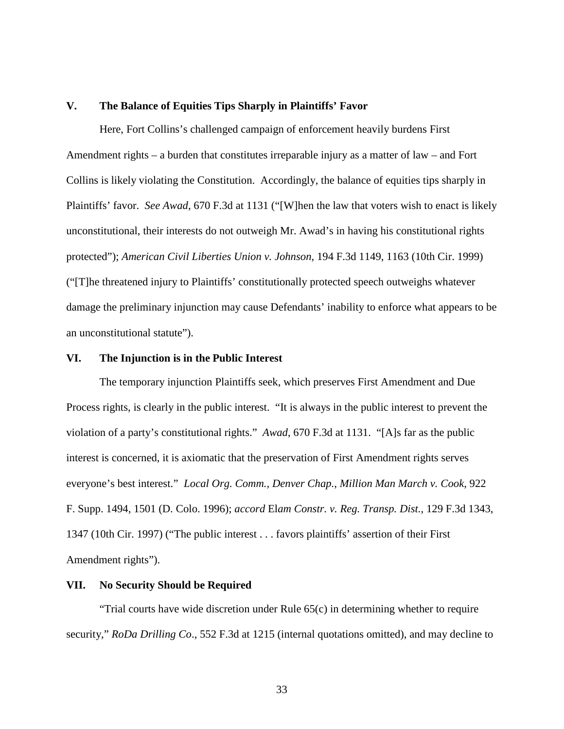## V. The Balance of Equities Tips Sharply in Plaintiffs' Favor

Here, Fort Collins's challenged campaign of enforcement heavily burdens First Amendment rights – a burden that constitutes irreparable injury as a matter of law – and Fort Collins is likely violating the Constitution. Accordingly, the balance of equities tips sharply in Plaintiffs' favor. *See Awad*, 670 F.3d at 1131 ("[W]hen the law that voters wish to enact is likely unconstitutional, their interests do not outweigh Mr. Awad's in having his constitutional rights protected"); *American Civil Liberties Union v. Johnson*, 194 F.3d 1149, 1163 (10th Cir. 1999) ("[T]he threatened injury to Plaintiffs' constitutionally protected speech outweighs whatever damage the preliminary injunction may cause Defendants' inability to enforce what appears to be an unconstitutional statute").

## VI. The Injunction is in the Public Interest

The temporary injunction Plaintiffs seek, which preserves First Amendment and Due Process rights, is clearly in the public interest. "It is always in the public interest to prevent the violation of a party's constitutional rights." *Awad*, 670 F.3d at 1131. "[A]s far as the public interest is concerned, it is axiomatic that the preservation of First Amendment rights serves everyone's best interest." *Local Org. Comm., Denver Chap., Million Man March v. Cook*, 922 F. Supp. 1494, 1501 (D. Colo. 1996); *accord* E*lam Constr. v. Reg. Transp. Dist.*, 129 F.3d 1343, 1347 (10th Cir. 1997) ("The public interest . . . favors plaintiffs' assertion of their First Amendment rights").

## VII. No Security Should be Required

"Trial courts have wide discretion under Rule 65(c) in determining whether to require security," *RoDa Drilling Co*., 552 F.3d at 1215 (internal quotations omitted), and may decline to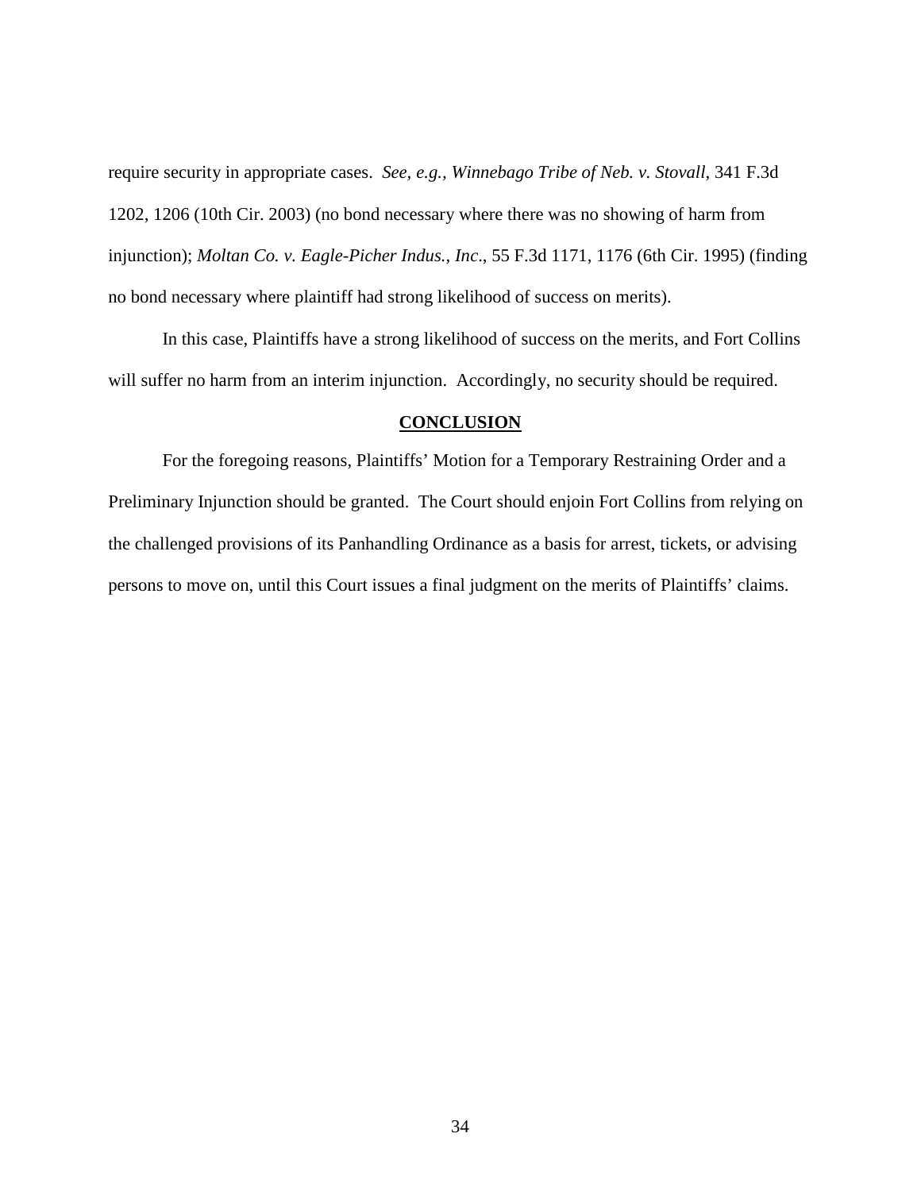require security in appropriate cases. *See, e.g., Winnebago Tribe of Neb. v. Stovall*, 341 F.3d 1202, 1206 (10th Cir. 2003) (no bond necessary where there was no showing of harm from injunction); *Moltan Co. v. Eagle-Picher Indus., Inc*., 55 F.3d 1171, 1176 (6th Cir. 1995) (finding no bond necessary where plaintiff had strong likelihood of success on merits).

In this case, Plaintiffs have a strong likelihood of success on the merits, and Fort Collins will suffer no harm from an interim injunction. Accordingly, no security should be required.

## CONCLUSION

For the foregoing reasons, Plaintiffs' Motion for a Temporary Restraining Order and a Preliminary Injunction should be granted. The Court should enjoin Fort Collins from relying on the challenged provisions of its Panhandling Ordinance as a basis for arrest, tickets, or advising persons to move on, until this Court issues a final judgment on the merits of Plaintiffs' claims.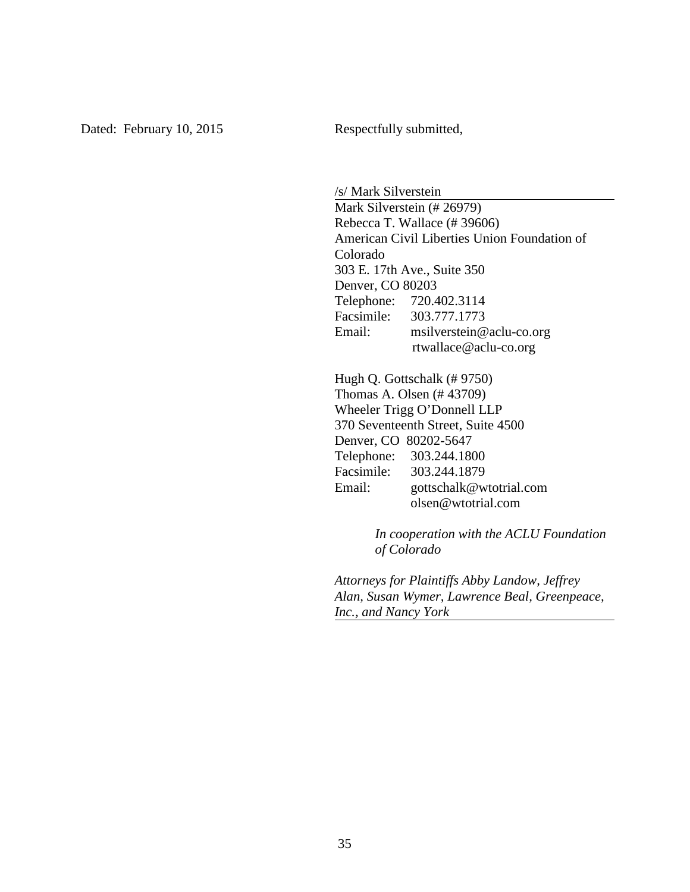Dated: February 10, 2015

Respectfully submitted,

/s/ Mark Silverstein
Mark Silverstein (# 26979)
Rebecca T. Wallace (# 39606)
American Civil Liberties Union Foundation of Colorado
303 E. 17th Ave., Suite 350
Denver, CO 80203
Telephone: 720.402.3114
Facsimile: 303.777.1773
Email: msilverstein@aclu-co.org
rtwallace@aclu-co.org

Hugh Q. Gottschalk (# 9750)
Thomas A. Olsen (# 43709)
Wheeler Trigg O'Donnell LLP
370 Seventeenth Street, Suite 4500
Denver, CO 80202-5647
Telephone: 303.244.1800
Facsimile: 303.244.1879
Email: gottschalk@wtotrial.com
olsen@wtotrial.com

*In cooperation with the ACLU Foundation of Colorado*

*Attorneys for Plaintiffs Abby Landow, Jeffrey Alan, Susan Wymer, Lawrence Beal, Greenpeace, Inc., and Nancy York*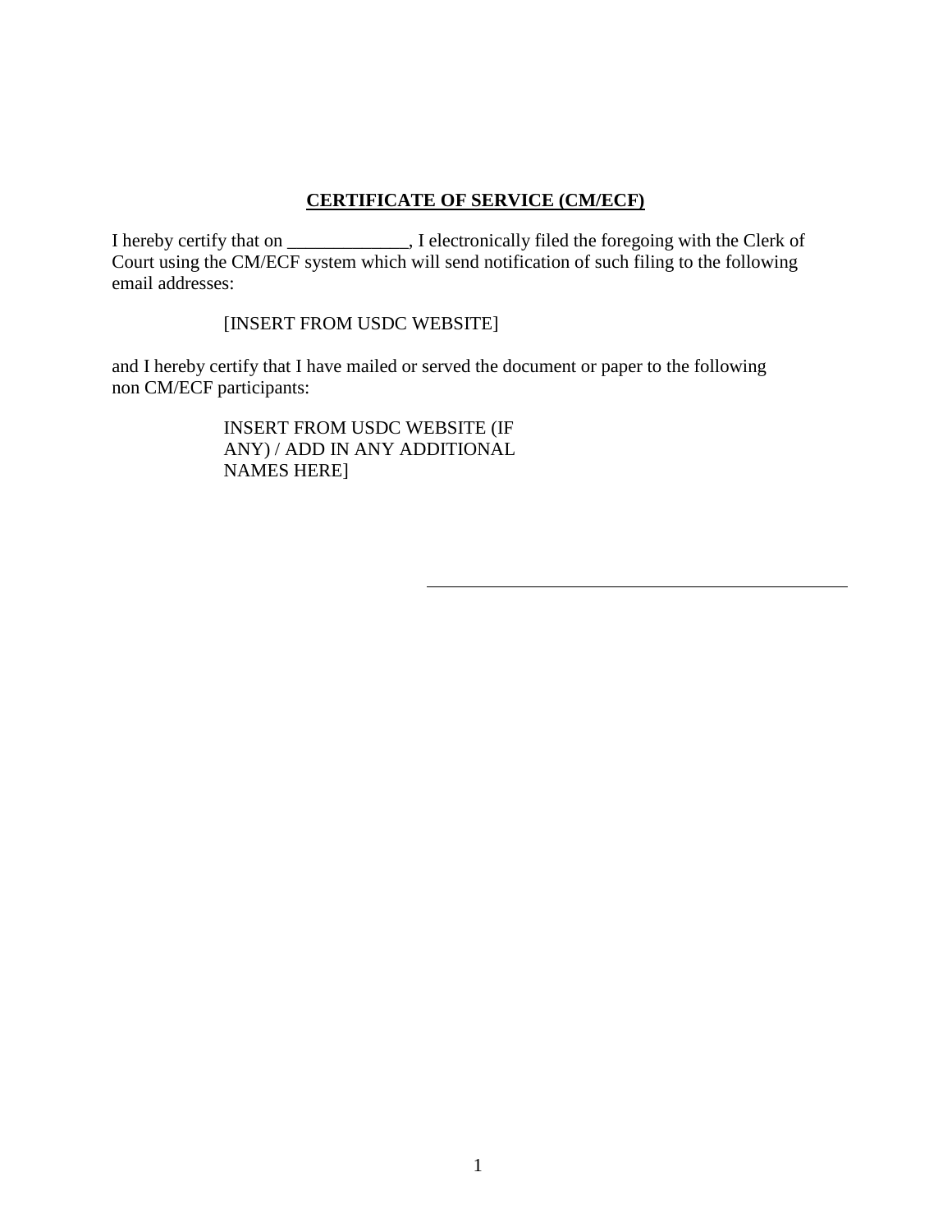**CERTIFICATE OF SERVICE (CM/ECF)**

I hereby certify that on _____________, I electronically filed the foregoing with the Clerk of Court using the CM/ECF system which will send notification of such filing to the following email addresses:

[INSERT FROM USDC WEBSITE]

and I hereby certify that I have mailed or served the document or paper to the following non CM/ECF participants:

INSERT FROM USDC WEBSITE (IF ANY) / ADD IN ANY ADDITIONAL NAMES HERE]

______________________________________